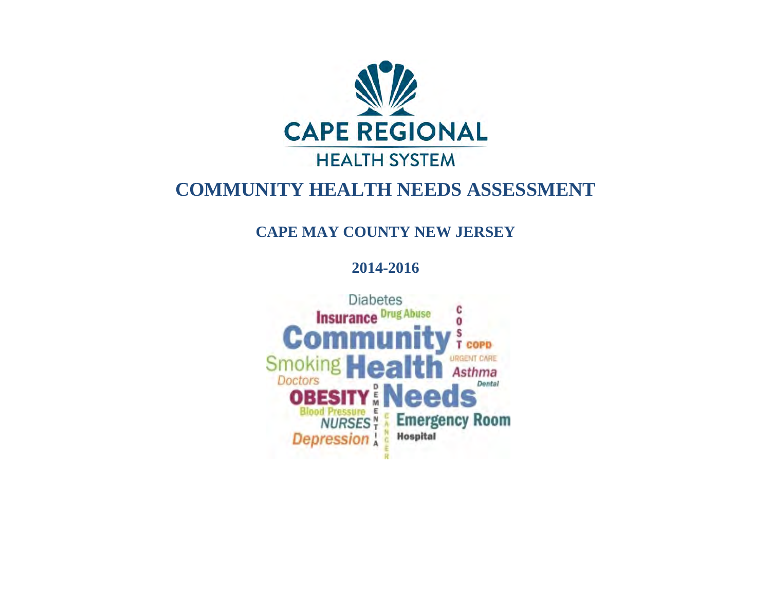CAPE REGIONAL

HEALTH SYSTEM

# COMMUNITY HEALTH NEEDS ASSESSMENT

## CAPE MAY COUNTY NEW JERSEY

## 2014-2016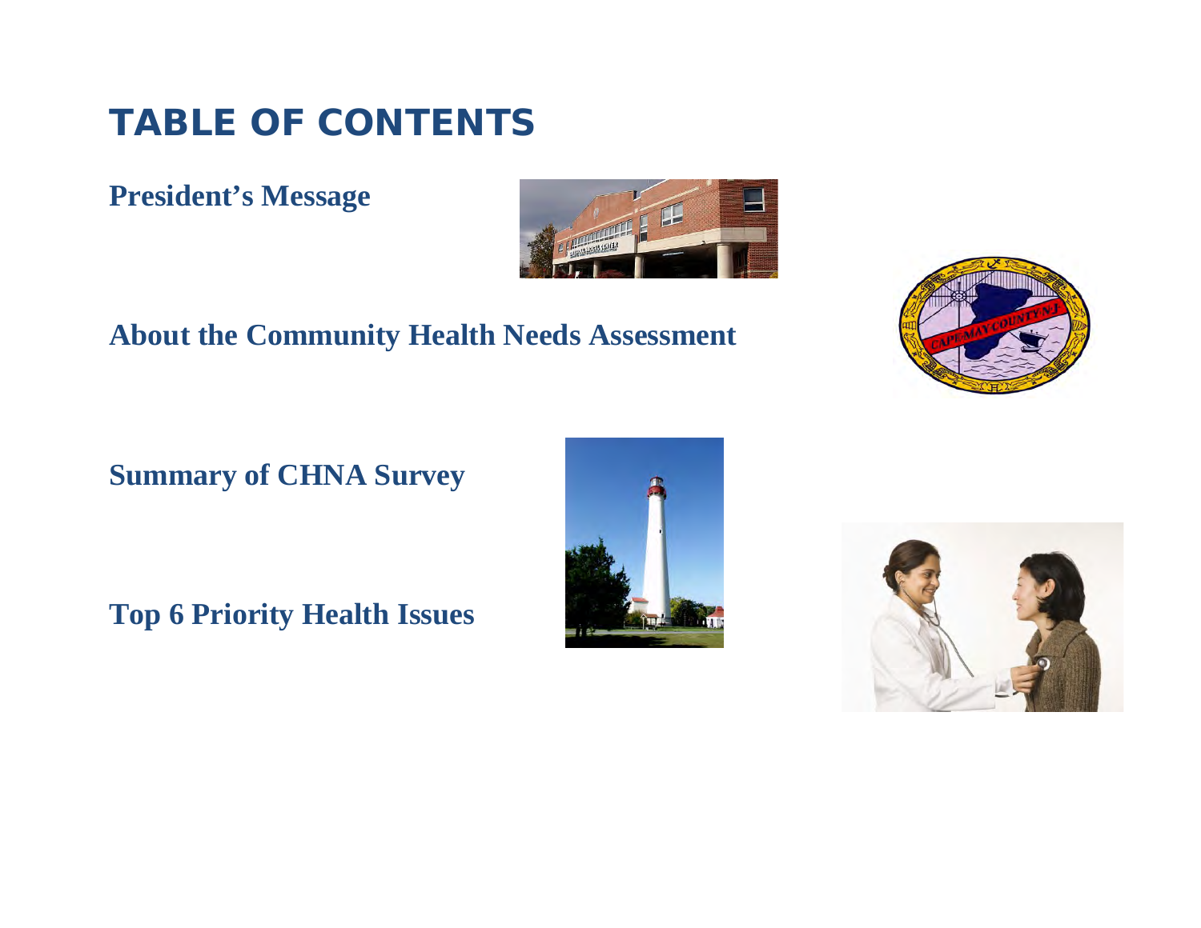# TABLE OF CONTENTS

**President's Message**

**About the Community Health Needs Assessment**

**Summary of CHNA Survey**

**Top 6 Priority Health Issues**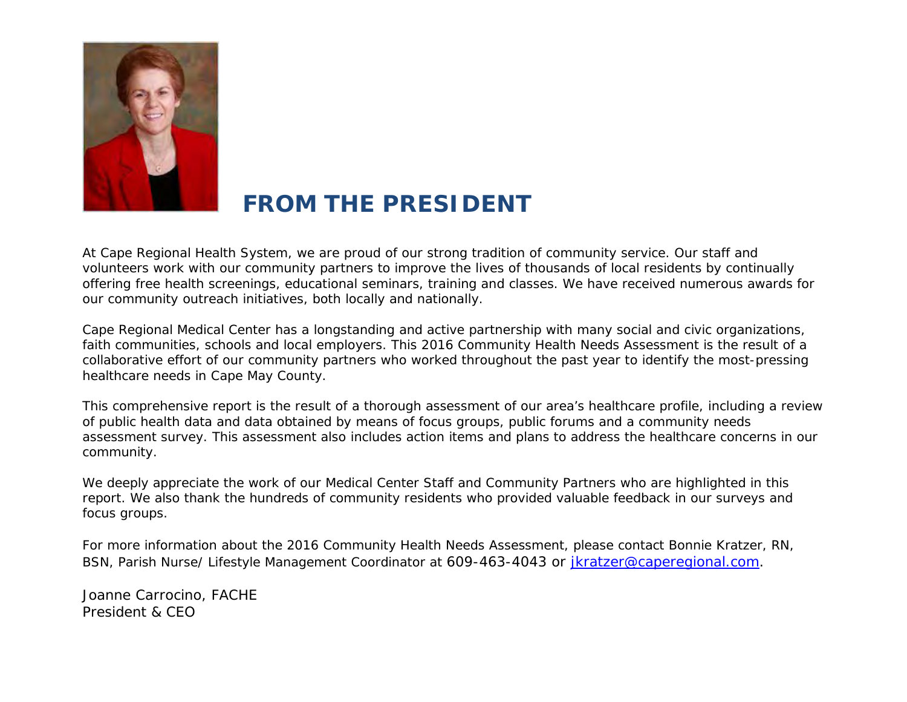# FROM THE PRESIDENT

At Cape Regional Health System, we are proud of our strong tradition of community service. Our staff and volunteers work with our community partners to improve the lives of thousands of local residents by continually offering free health screenings, educational seminars, training and classes. We have received numerous awards for our community outreach initiatives, both locally and nationally.

Cape Regional Medical Center has a longstanding and active partnership with many social and civic organizations, faith communities, schools and local employers. This 2016 Community Health Needs Assessment is the result of a collaborative effort of our community partners who worked throughout the past year to identify the most-pressing healthcare needs in Cape May County.

This comprehensive report is the result of a thorough assessment of our area's healthcare profile, including a review of public health data and data obtained by means of focus groups, public forums and a community needs assessment survey. This assessment also includes action items and plans to address the healthcare concerns in our community.

We deeply appreciate the work of our Medical Center Staff and Community Partners who are highlighted in this report. We also thank the hundreds of community residents who provided valuable feedback in our surveys and focus groups.

For more information about the 2016 Community Health Needs Assessment, please contact Bonnie Kratzer, RN, BSN, Parish Nurse/ Lifestyle Management Coordinator at 609-463-4043 or jkratzer@caperegional.com.

Joanne Carrocino, FACHE
President & CEO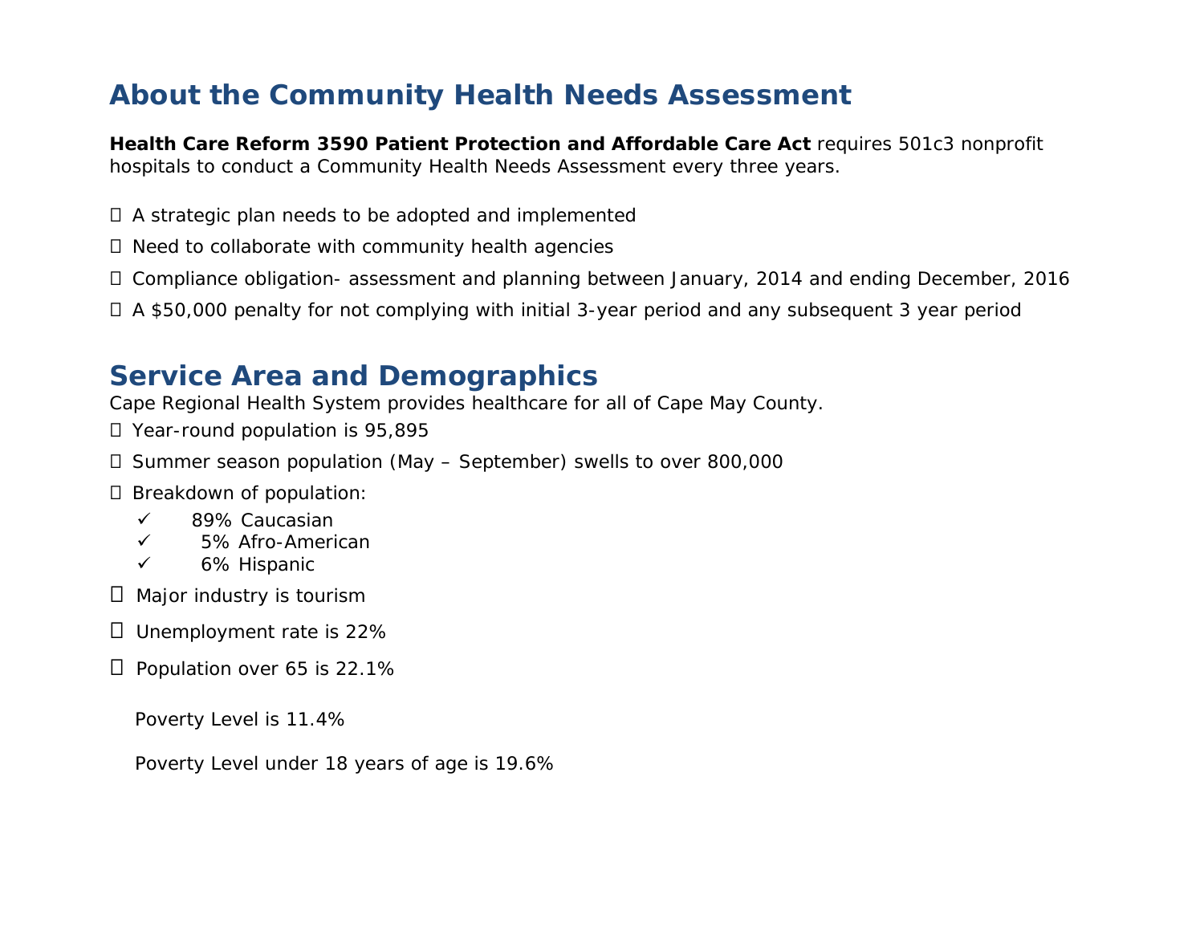## About the Community Health Needs Assessment

**Health Care Reform 3590 Patient Protection and Affordable Care Act** requires 501c3 nonprofit hospitals to conduct a Community Health Needs Assessment every three years.

- A strategic plan needs to be adopted and implemented
- Need to collaborate with community health agencies
- Compliance obligation- assessment and planning between January, 2014 and ending December, 2016
- A $50,000 penalty for not complying with initial 3-year period and any subsequent 3 year period

## Service Area and Demographics

Cape Regional Health System provides healthcare for all of Cape May County.

- Year-round population is 95,895
- Summer season population (May – September) swells to over 800,000
- Breakdown of population:
  - ✓ 89% Caucasian
  - ✓ 5% Afro-American
  - ✓ 6% Hispanic
- Major industry is tourism
- Unemployment rate is 22%
- Population over 65 is 22.1%

Poverty Level is 11.4%

Poverty Level under 18 years of age is 19.6%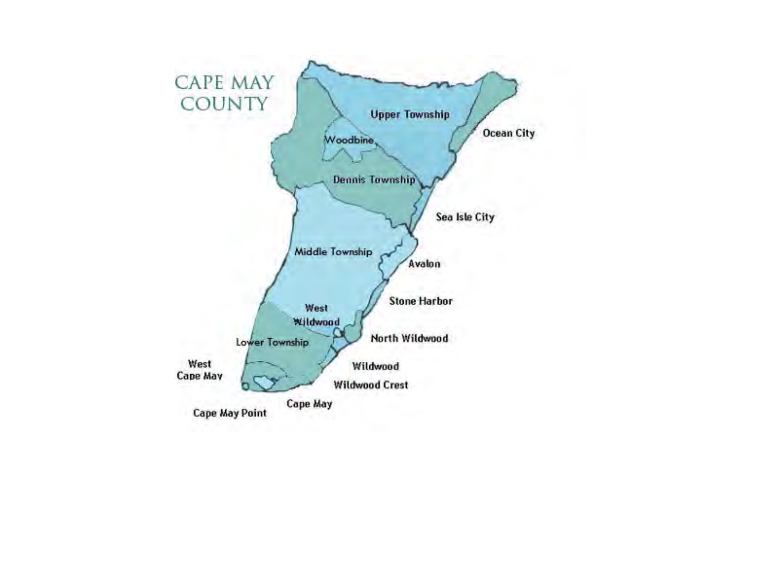# CAPE MAY COUNTY

Upper Township

Ocean City

Woodbine

Dennis Township

Sea Isle City

Middle Township

Avalon

Stone Harbor

West Wildwood

North Wildwood

Lower Township

West Cape May

Wildwood

Wildwood Crest

Cape May

Cape May Point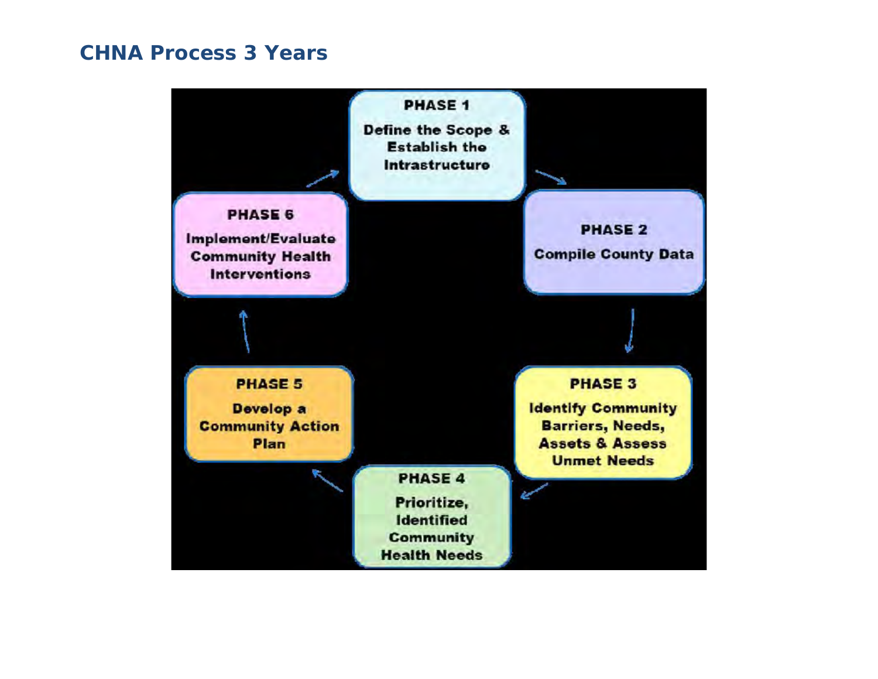## CHNA Process 3 Years

**PHASE 1**
Define the Scope & Establish the Intrastructure

**PHASE 2**
Compile County Data

**PHASE 3**
Identify Community Barriers, Needs, Assets & Assess Unmet Needs

**PHASE 4**
Prioritize, Identified Community Health Needs

**PHASE 5**
Develop a Community Action Plan

**PHASE 6**
Implement/Evaluate Community Health Interventions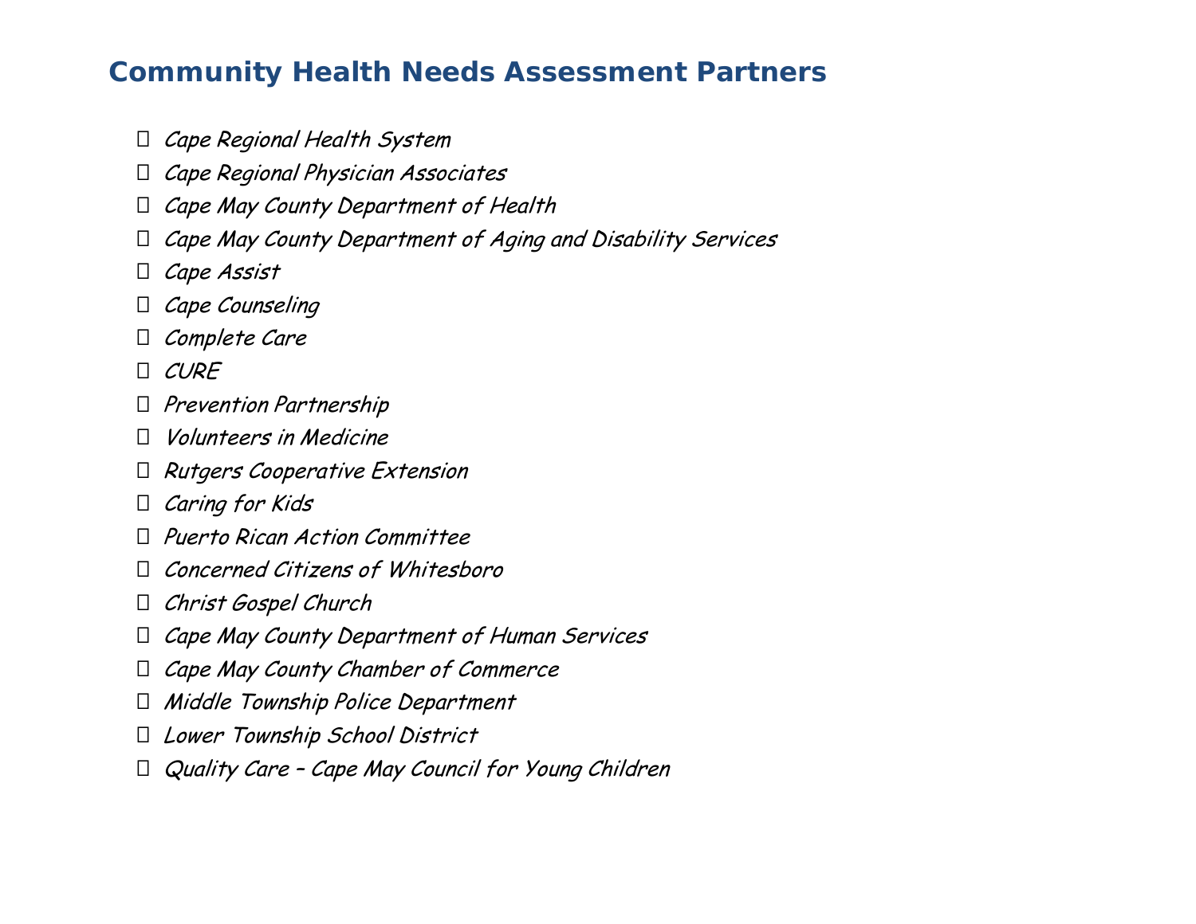## Community Health Needs Assessment Partners

- *Cape Regional Health System*
- *Cape Regional Physician Associates*
- *Cape May County Department of Health*
- *Cape May County Department of Aging and Disability Services*
- *Cape Assist*
- *Cape Counseling*
- *Complete Care*
- *CURE*
- *Prevention Partnership*
- *Volunteers in Medicine*
- *Rutgers Cooperative Extension*
- *Caring for Kids*
- *Puerto Rican Action Committee*
- *Concerned Citizens of Whitesboro*
- *Christ Gospel Church*
- *Cape May County Department of Human Services*
- *Cape May County Chamber of Commerce*
- *Middle Township Police Department*
- *Lower Township School District*
- *Quality Care – Cape May Council for Young Children*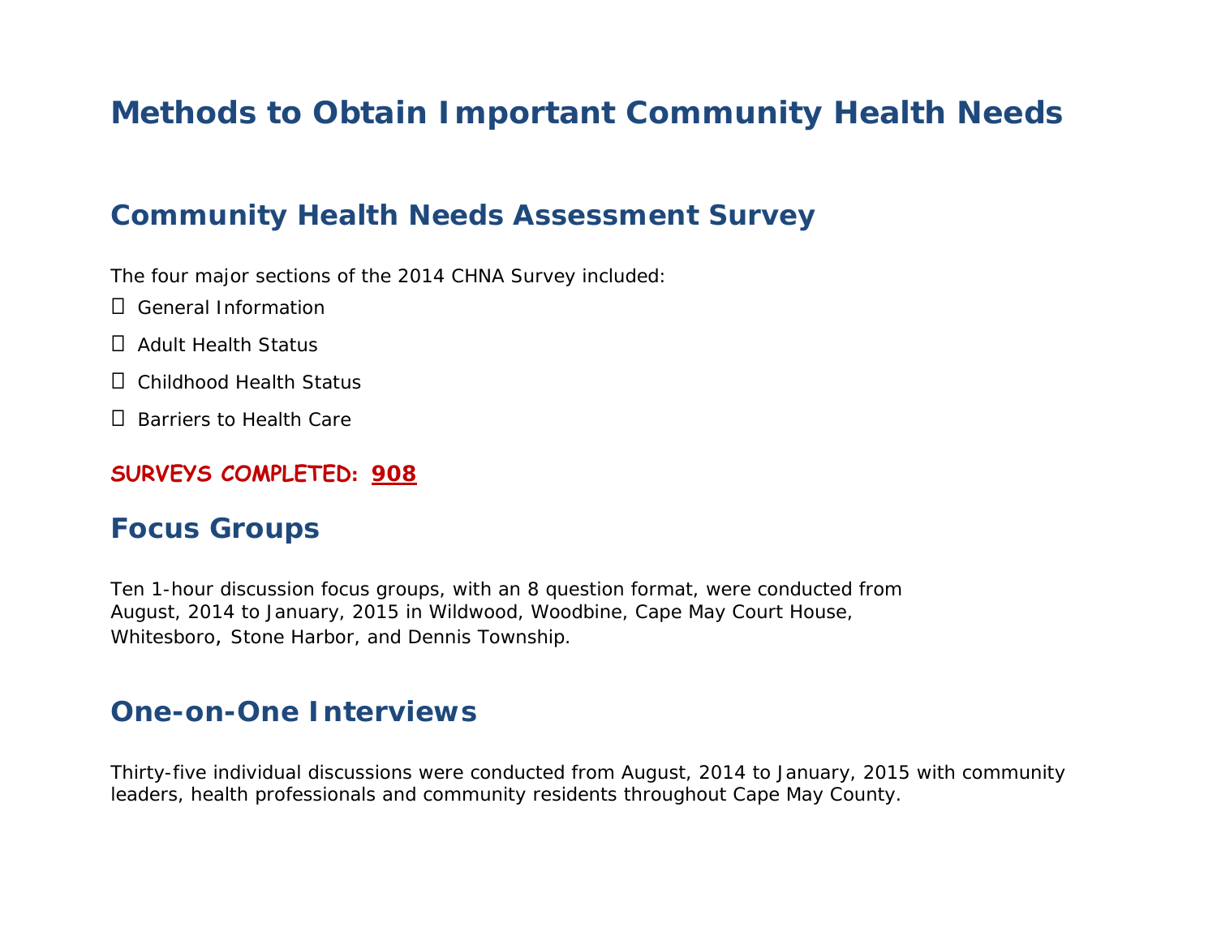# Methods to Obtain Important Community Health Needs

## Community Health Needs Assessment Survey

The four major sections of the 2014 CHNA Survey included:

- General Information
- Adult Health Status
- Childhood Health Status
- Barriers to Health Care

**SURVEYS COMPLETED: 908**

## Focus Groups

Ten 1-hour discussion focus groups, with an 8 question format, were conducted from August, 2014 to January, 2015 in Wildwood, Woodbine, Cape May Court House, Whitesboro, Stone Harbor, and Dennis Township.

## One-on-One Interviews

Thirty-five individual discussions were conducted from August, 2014 to January, 2015 with community leaders, health professionals and community residents throughout Cape May County.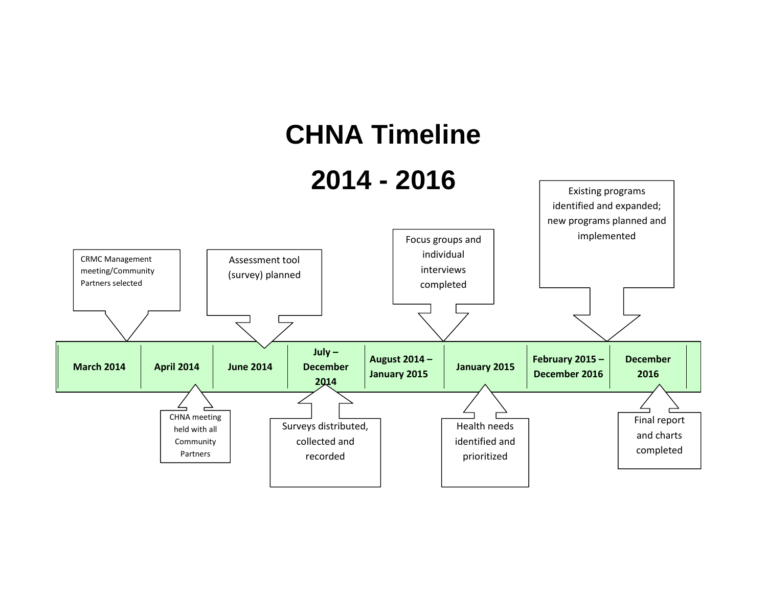# CHNA Timeline

# 2014 - 2016

| March 2014 | April 2014 | June 2014 | July – December 2014 | August 2014 – January 2015 | January 2015 | February 2015 – December 2016 | December 2016 |
|---|---|---|---|---|---|---|---|
| CRMC Management meeting/Community Partners selected | CHNA meeting held with all Community Partners | Assessment tool (survey) planned | Surveys distributed, collected and recorded | Focus groups and individual interviews completed | Health needs identified and prioritized | Existing programs identified and expanded; new programs planned and implemented | Final report and charts completed |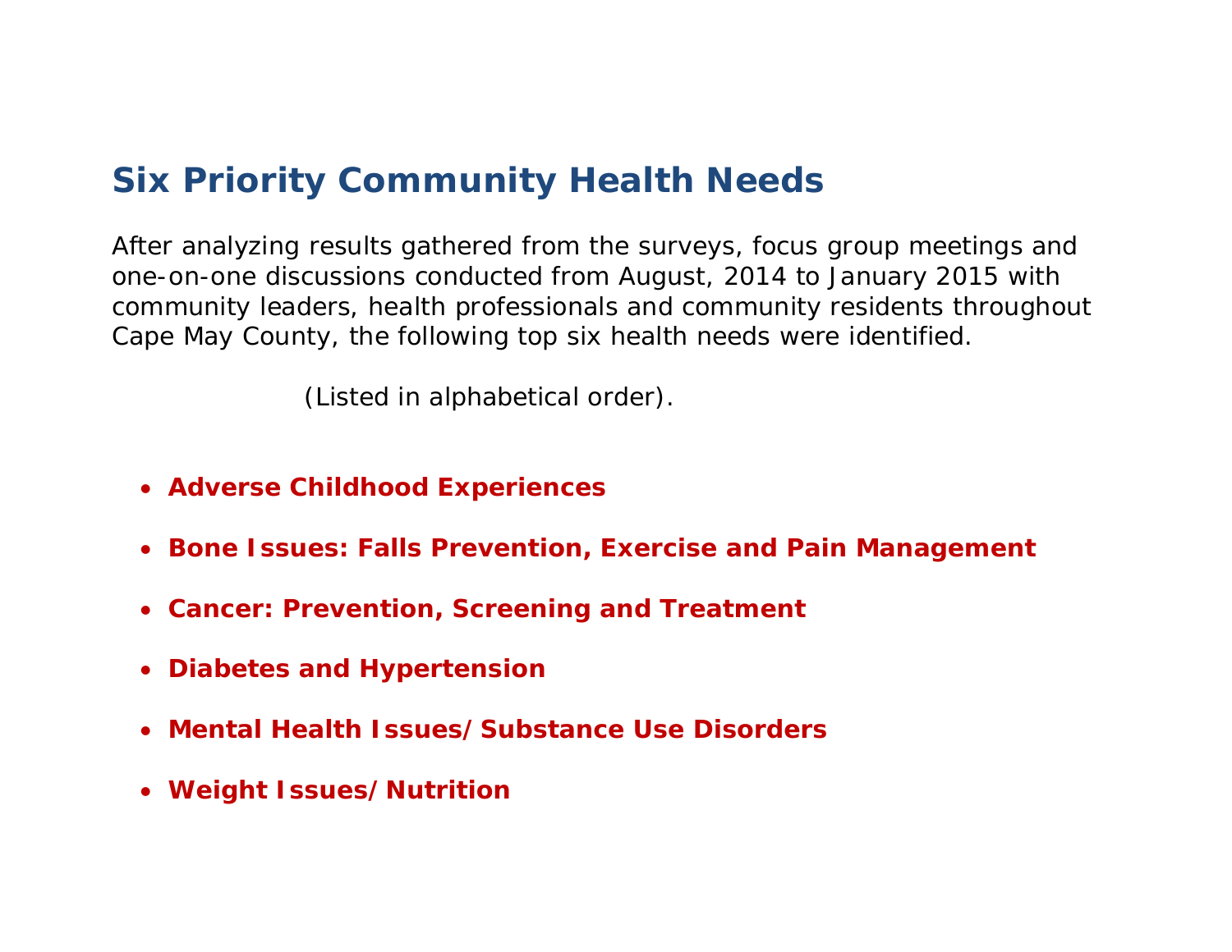## Six Priority Community Health Needs

After analyzing results gathered from the surveys, focus group meetings and one-on-one discussions conducted from August, 2014 to January 2015 with community leaders, health professionals and community residents throughout Cape May County, the following top six health needs were identified.

(Listed in alphabetical order).

- **Adverse Childhood Experiences**
- **Bone Issues: Falls Prevention, Exercise and Pain Management**
- **Cancer: Prevention, Screening and Treatment**
- **Diabetes and Hypertension**
- **Mental Health Issues/ Substance Use Disorders**
- **Weight Issues/ Nutrition**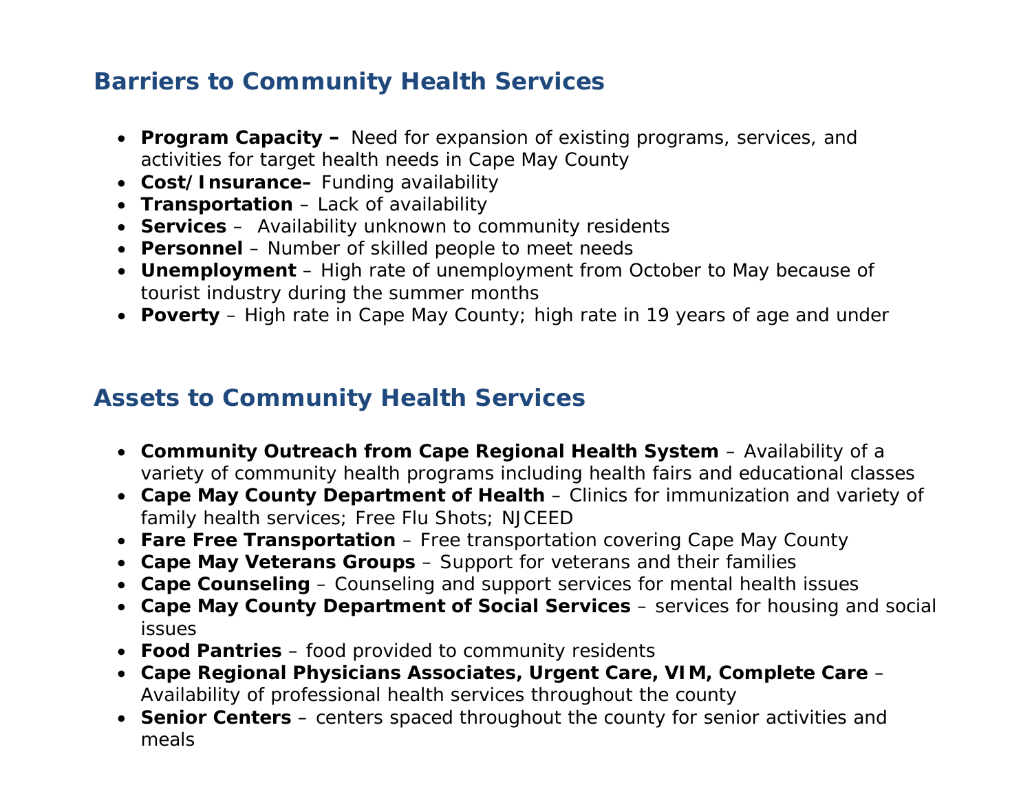## Barriers to Community Health Services

- **Program Capacity –** Need for expansion of existing programs, services, and activities for target health needs in Cape May County
- **Cost/Insurance–** Funding availability
- **Transportation** – Lack of availability
- **Services** – Availability unknown to community residents
- **Personnel** – Number of skilled people to meet needs
- **Unemployment** – High rate of unemployment from October to May because of tourist industry during the summer months
- **Poverty** – High rate in Cape May County; high rate in 19 years of age and under

## Assets to Community Health Services

- **Community Outreach from Cape Regional Health System** – Availability of a variety of community health programs including health fairs and educational classes
- **Cape May County Department of Health** – Clinics for immunization and variety of family health services; Free Flu Shots; NJCEED
- **Fare Free Transportation** – Free transportation covering Cape May County
- **Cape May Veterans Groups** – Support for veterans and their families
- **Cape Counseling** – Counseling and support services for mental health issues
- **Cape May County Department of Social Services** – services for housing and social issues
- **Food Pantries** – food provided to community residents
- **Cape Regional Physicians Associates, Urgent Care, VIM, Complete Care** – Availability of professional health services throughout the county
- **Senior Centers** – centers spaced throughout the county for senior activities and meals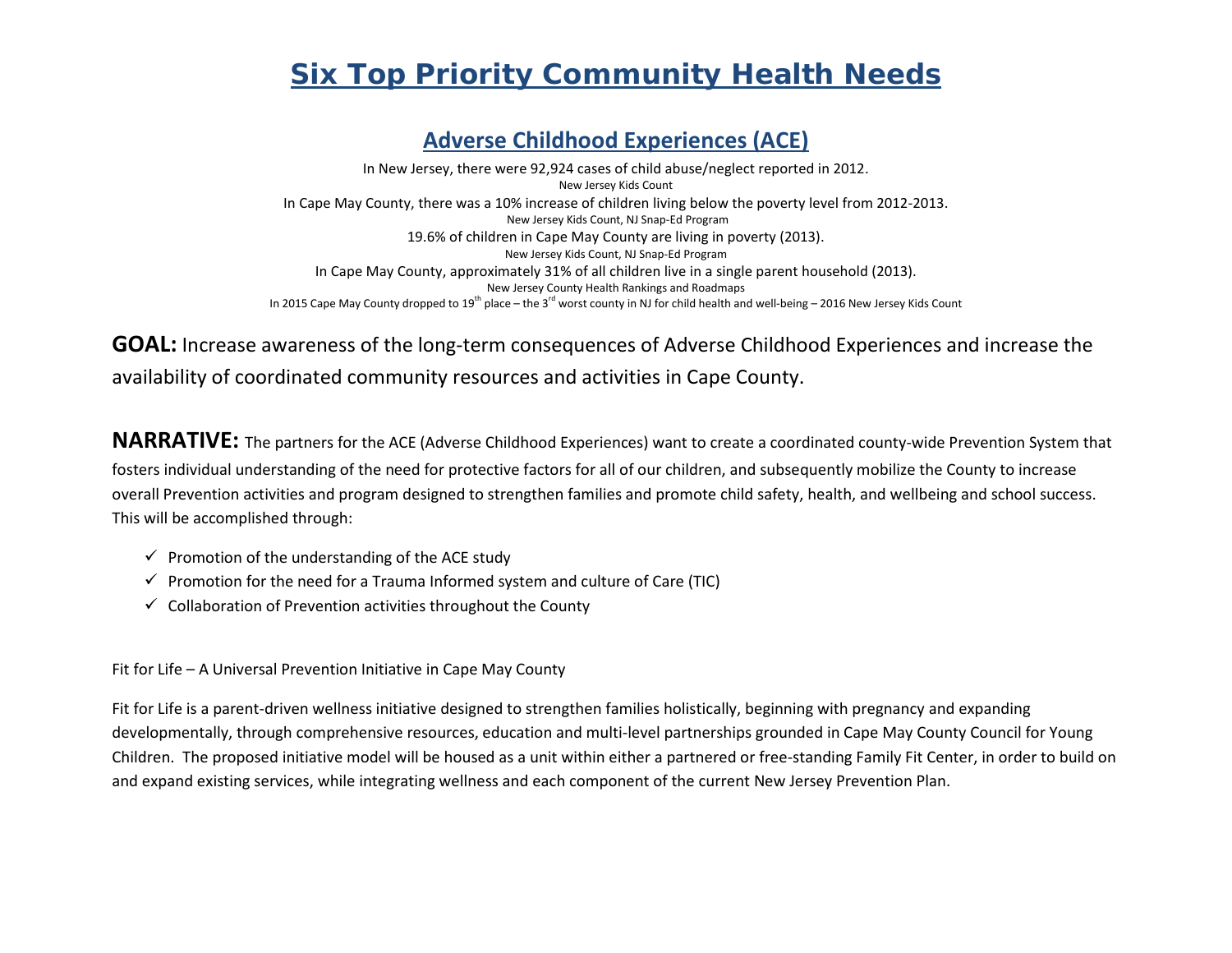# Six Top Priority Community Health Needs

## Adverse Childhood Experiences (ACE)

In New Jersey, there were 92,924 cases of child abuse/neglect reported in 2012.
New Jersey Kids Count

In Cape May County, there was a 10% increase of children living below the poverty level from 2012-2013.
New Jersey Kids Count, NJ Snap-Ed Program

19.6% of children in Cape May County are living in poverty (2013).
New Jersey Kids Count, NJ Snap-Ed Program

In Cape May County, approximately 31% of all children live in a single parent household (2013).
New Jersey County Health Rankings and Roadmaps

In 2015 Cape May County dropped to 19th place – the 3rd worst county in NJ for child health and well-being – 2016 New Jersey Kids Count

**GOAL:** Increase awareness of the long-term consequences of Adverse Childhood Experiences and increase the availability of coordinated community resources and activities in Cape County.

**NARRATIVE:** The partners for the ACE (Adverse Childhood Experiences) want to create a coordinated county-wide Prevention System that fosters individual understanding of the need for protective factors for all of our children, and subsequently mobilize the County to increase overall Prevention activities and program designed to strengthen families and promote child safety, health, and wellbeing and school success. This will be accomplished through:

- ✓ Promotion of the understanding of the ACE study
- ✓ Promotion for the need for a Trauma Informed system and culture of Care (TIC)
- ✓ Collaboration of Prevention activities throughout the County

Fit for Life – A Universal Prevention Initiative in Cape May County

Fit for Life is a parent-driven wellness initiative designed to strengthen families holistically, beginning with pregnancy and expanding developmentally, through comprehensive resources, education and multi-level partnerships grounded in Cape May County Council for Young Children. The proposed initiative model will be housed as a unit within either a partnered or free-standing Family Fit Center, in order to build on and expand existing services, while integrating wellness and each component of the current New Jersey Prevention Plan.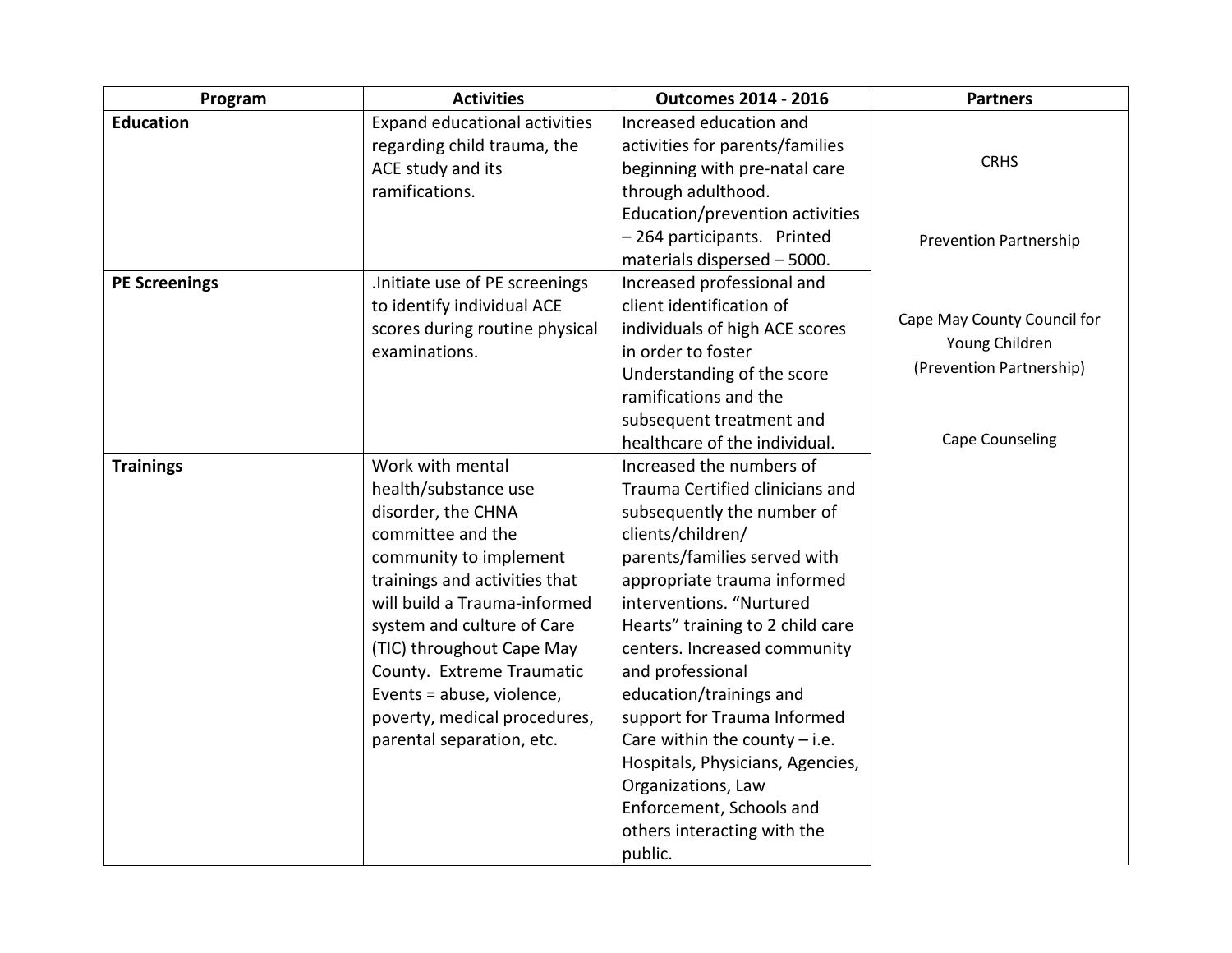| Program | Activities | Outcomes 2014 - 2016 | Partners |
|---|---|---|---|
| **Education** | Expand educational activities regarding child trauma, the ACE study and its ramifications. | Increased education and activities for parents/families beginning with pre-natal care through adulthood. Education/prevention activities – 264 participants. Printed materials dispersed – 5000. | CRHS<br><br>Prevention Partnership<br><br>Cape May County Council for Young Children (Prevention Partnership)<br><br>Cape Counseling |
| **PE Screenings** | .Initiate use of PE screenings to identify individual ACE scores during routine physical examinations. | Increased professional and client identification of individuals of high ACE scores in order to foster Understanding of the score ramifications and the subsequent treatment and healthcare of the individual. | |
| **Trainings** | Work with mental health/substance use disorder, the CHNA committee and the community to implement trainings and activities that will build a Trauma-informed system and culture of Care (TIC) throughout Cape May County. Extreme Traumatic Events = abuse, violence, poverty, medical procedures, parental separation, etc. | Increased the numbers of Trauma Certified clinicians and subsequently the number of clients/children/ parents/families served with appropriate trauma informed interventions. "Nurtured Hearts" training to 2 child care centers. Increased community and professional education/trainings and support for Trauma Informed Care within the county – i.e. Hospitals, Physicians, Agencies, Organizations, Law Enforcement, Schools and others interacting with the public. | |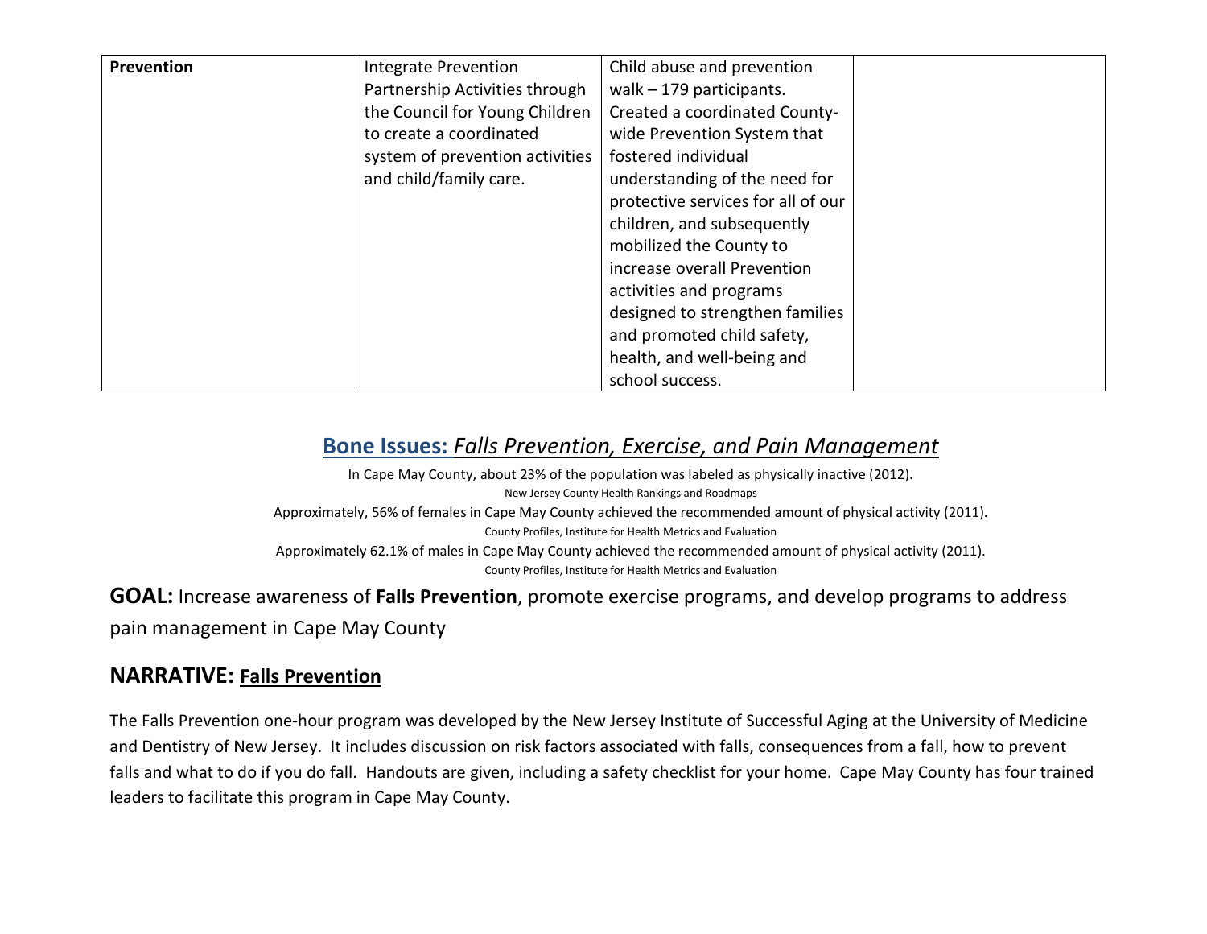| Prevention | Integrate Prevention Partnership Activities through the Council for Young Children to create a coordinated system of prevention activities and child/family care. | Child abuse and prevention walk – 179 participants. Created a coordinated County-wide Prevention System that fostered individual understanding of the need for protective services for all of our children, and subsequently mobilized the County to increase overall Prevention activities and programs designed to strengthen families and promoted child safety, health, and well-being and school success. | |
|---|---|---|---|

## Bone Issues: *Falls Prevention, Exercise, and Pain Management*

In Cape May County, about 23% of the population was labeled as physically inactive (2012).

New Jersey County Health Rankings and Roadmaps

Approximately, 56% of females in Cape May County achieved the recommended amount of physical activity (2011).

County Profiles, Institute for Health Metrics and Evaluation

Approximately 62.1% of males in Cape May County achieved the recommended amount of physical activity (2011).

County Profiles, Institute for Health Metrics and Evaluation

**GOAL:** Increase awareness of **Falls Prevention**, promote exercise programs, and develop programs to address pain management in Cape May County

### NARRATIVE: Falls Prevention

The Falls Prevention one-hour program was developed by the New Jersey Institute of Successful Aging at the University of Medicine and Dentistry of New Jersey. It includes discussion on risk factors associated with falls, consequences from a fall, how to prevent falls and what to do if you do fall. Handouts are given, including a safety checklist for your home. Cape May County has four trained leaders to facilitate this program in Cape May County.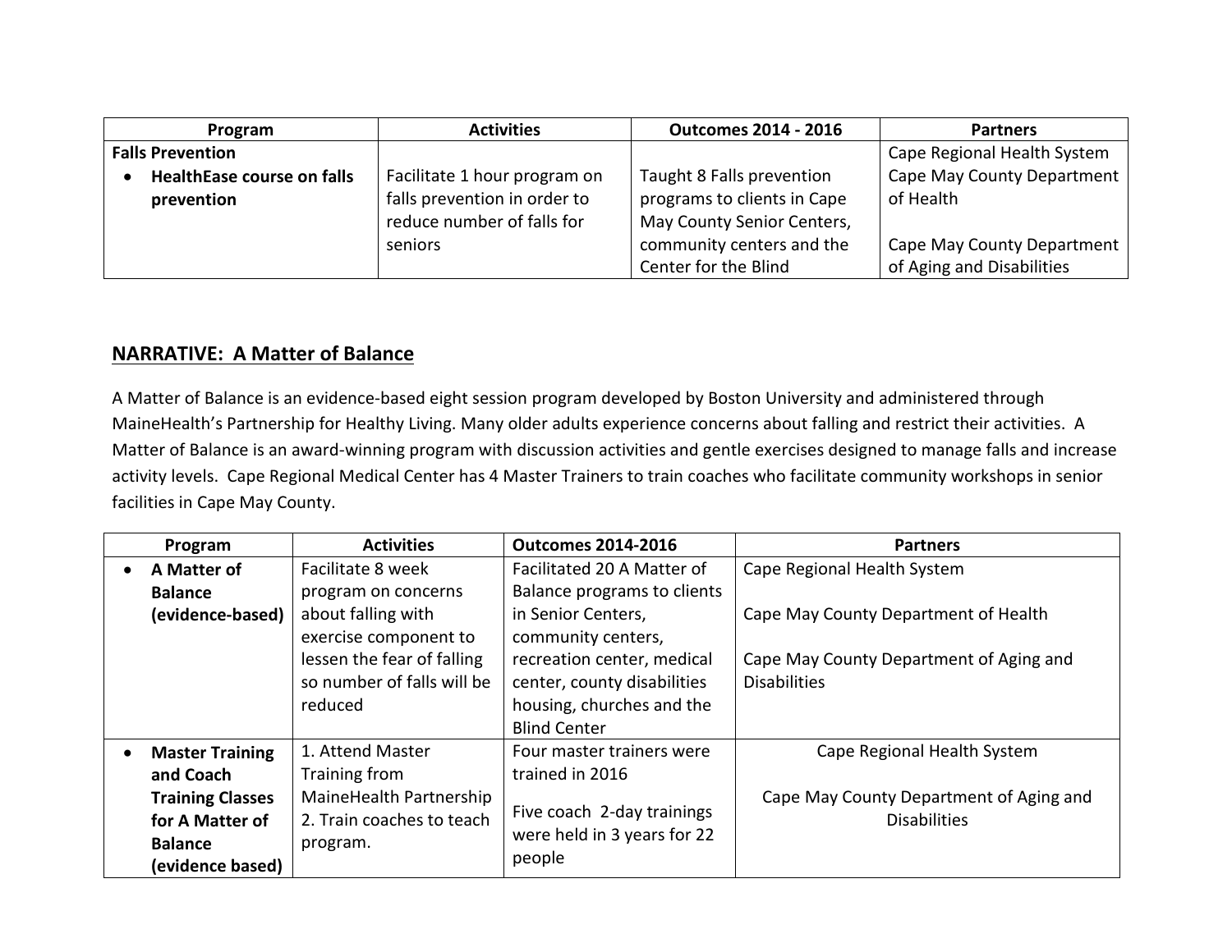| Program | Activities | Outcomes 2014 - 2016 | Partners |
|---|---|---|---|
| **Falls Prevention**<br>• **HealthEase course on falls prevention** | Facilitate 1 hour program on falls prevention in order to reduce number of falls for seniors | Taught 8 Falls prevention programs to clients in Cape May County Senior Centers, community centers and the Center for the Blind | Cape Regional Health System<br>Cape May County Department of Health<br><br>Cape May County Department of Aging and Disabilities |

## NARRATIVE: A Matter of Balance

A Matter of Balance is an evidence-based eight session program developed by Boston University and administered through MaineHealth's Partnership for Healthy Living. Many older adults experience concerns about falling and restrict their activities. A Matter of Balance is an award-winning program with discussion activities and gentle exercises designed to manage falls and increase activity levels. Cape Regional Medical Center has 4 Master Trainers to train coaches who facilitate community workshops in senior facilities in Cape May County.

| Program | Activities | Outcomes 2014-2016 | Partners |
|---|---|---|---|
| • **A Matter of Balance (evidence-based)** | Facilitate 8 week program on concerns about falling with exercise component to lessen the fear of falling so number of falls will be reduced | Facilitated 20 A Matter of Balance programs to clients in Senior Centers, community centers, recreation center, medical center, county disabilities housing, churches and the Blind Center | Cape Regional Health System<br><br>Cape May County Department of Health<br><br>Cape May County Department of Aging and Disabilities |
| • **Master Training and Coach Training Classes for A Matter of Balance (evidence based)** | 1. Attend Master Training from MaineHealth Partnership<br>2. Train coaches to teach program. | Four master trainers were trained in 2016<br><br>Five coach 2-day trainings were held in 3 years for 22 people | Cape Regional Health System<br><br>Cape May County Department of Aging and Disabilities |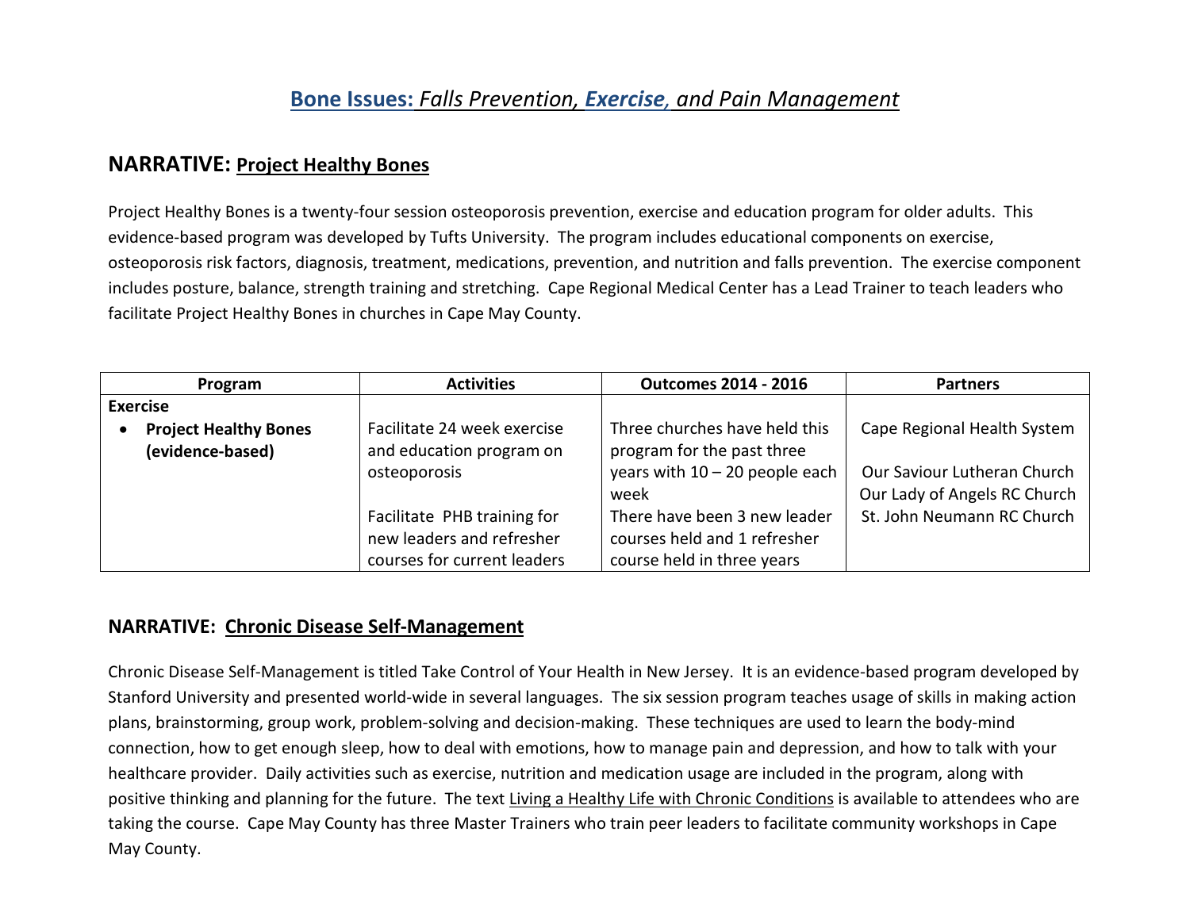# **Bone Issues:** *Falls Prevention, **Exercise**, and Pain Management*

## NARRATIVE: Project Healthy Bones

Project Healthy Bones is a twenty-four session osteoporosis prevention, exercise and education program for older adults. This evidence-based program was developed by Tufts University. The program includes educational components on exercise, osteoporosis risk factors, diagnosis, treatment, medications, prevention, and nutrition and falls prevention. The exercise component includes posture, balance, strength training and stretching. Cape Regional Medical Center has a Lead Trainer to teach leaders who facilitate Project Healthy Bones in churches in Cape May County.

| Program | Activities | Outcomes 2014 - 2016 | Partners |
|---|---|---|---|
| **Exercise** | | | |
| • **Project Healthy Bones (evidence-based)** | Facilitate 24 week exercise and education program on osteoporosis | Three churches have held this program for the past three years with 10 – 20 people each week | Cape Regional Health System<br><br>Our Saviour Lutheran Church<br>Our Lady of Angels RC Church<br>St. John Neumann RC Church |
| | Facilitate PHB training for new leaders and refresher courses for current leaders | There have been 3 new leader courses held and 1 refresher course held in three years | |

## NARRATIVE: Chronic Disease Self-Management

Chronic Disease Self-Management is titled Take Control of Your Health in New Jersey. It is an evidence-based program developed by Stanford University and presented world-wide in several languages. The six session program teaches usage of skills in making action plans, brainstorming, group work, problem-solving and decision-making. These techniques are used to learn the body-mind connection, how to get enough sleep, how to deal with emotions, how to manage pain and depression, and how to talk with your healthcare provider. Daily activities such as exercise, nutrition and medication usage are included in the program, along with positive thinking and planning for the future. The text Living a Healthy Life with Chronic Conditions is available to attendees who are taking the course. Cape May County has three Master Trainers who train peer leaders to facilitate community workshops in Cape May County.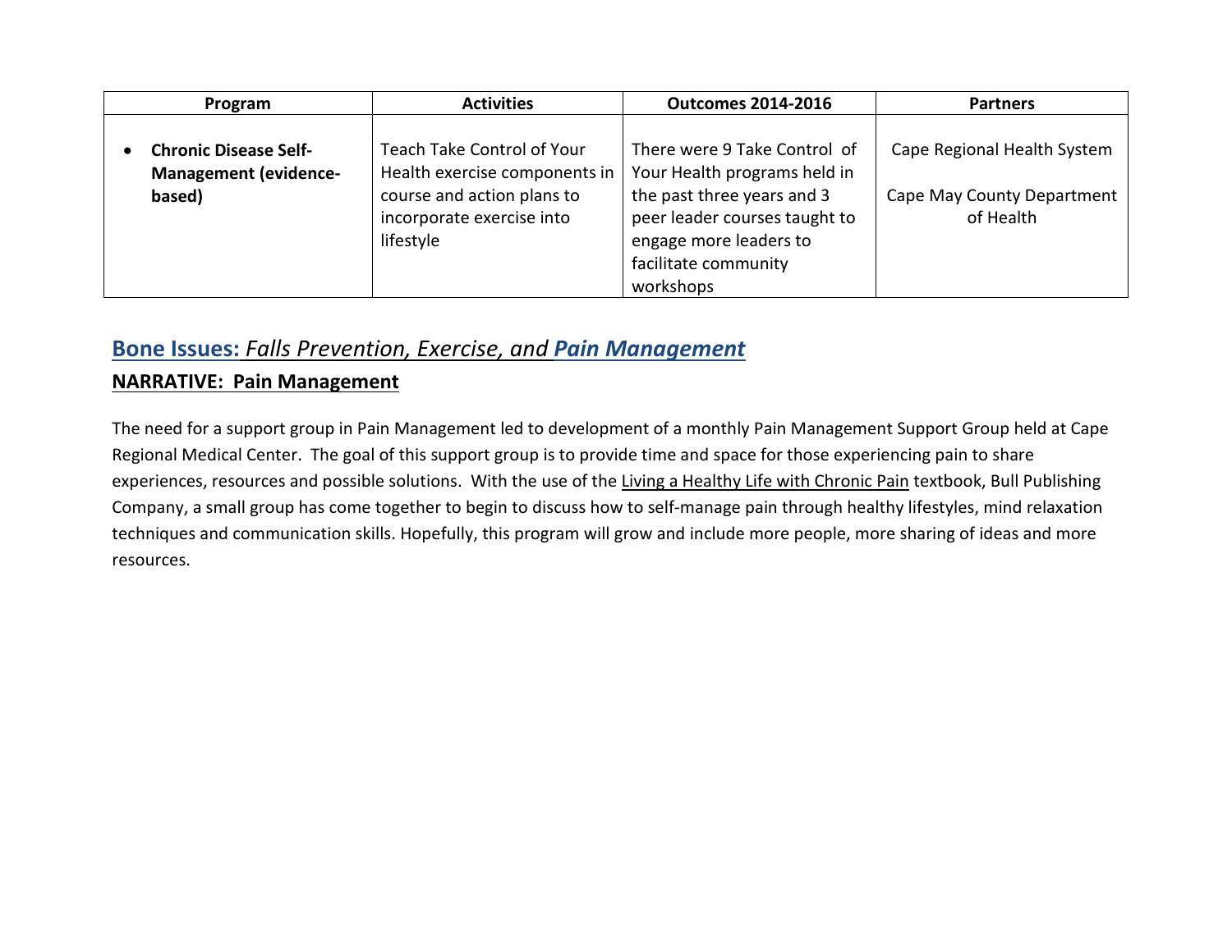| Program | Activities | Outcomes 2014-2016 | Partners |
|---|---|---|---|
| • **Chronic Disease Self-Management (evidence-based)** | Teach Take Control of Your Health exercise components in course and action plans to incorporate exercise into lifestyle | There were 9 Take Control of Your Health programs held in the past three years and 3 peer leader courses taught to engage more leaders to facilitate community workshops | Cape Regional Health System<br><br>Cape May County Department of Health |

## Bone Issues: *Falls Prevention, Exercise, and* ***Pain Management***

### NARRATIVE: Pain Management

The need for a support group in Pain Management led to development of a monthly Pain Management Support Group held at Cape Regional Medical Center. The goal of this support group is to provide time and space for those experiencing pain to share experiences, resources and possible solutions. With the use of the Living a Healthy Life with Chronic Pain textbook, Bull Publishing Company, a small group has come together to begin to discuss how to self-manage pain through healthy lifestyles, mind relaxation techniques and communication skills. Hopefully, this program will grow and include more people, more sharing of ideas and more resources.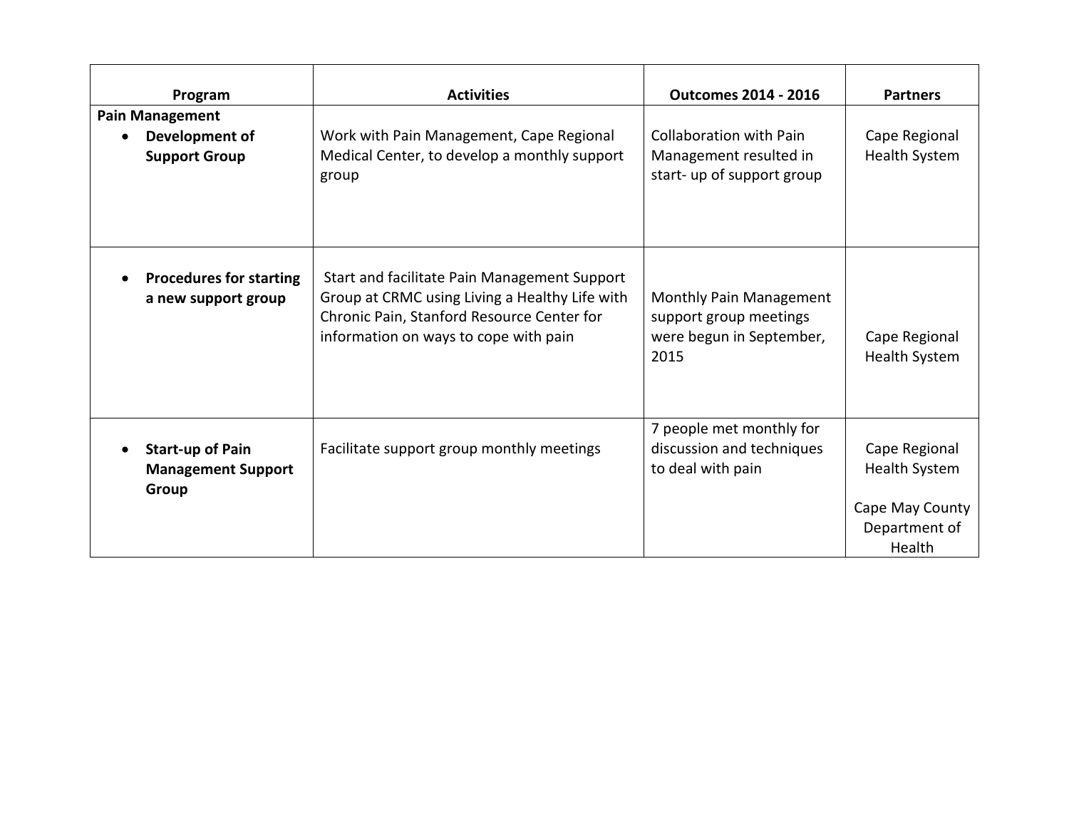| Program | Activities | Outcomes 2014 - 2016 | Partners |
|---|---|---|---|
| **Pain Management**<br>• **Development of Support Group** | Work with Pain Management, Cape Regional Medical Center, to develop a monthly support group | Collaboration with Pain Management resulted in start- up of support group | Cape Regional Health System |
| • **Procedures for starting a new support group** | Start and facilitate Pain Management Support Group at CRMC using Living a Healthy Life with Chronic Pain, Stanford Resource Center for information on ways to cope with pain | Monthly Pain Management support group meetings were begun in September, 2015 | Cape Regional Health System |
| • **Start-up of Pain Management Support Group** | Facilitate support group monthly meetings | 7 people met monthly for discussion and techniques to deal with pain | Cape Regional Health System<br><br>Cape May County Department of Health |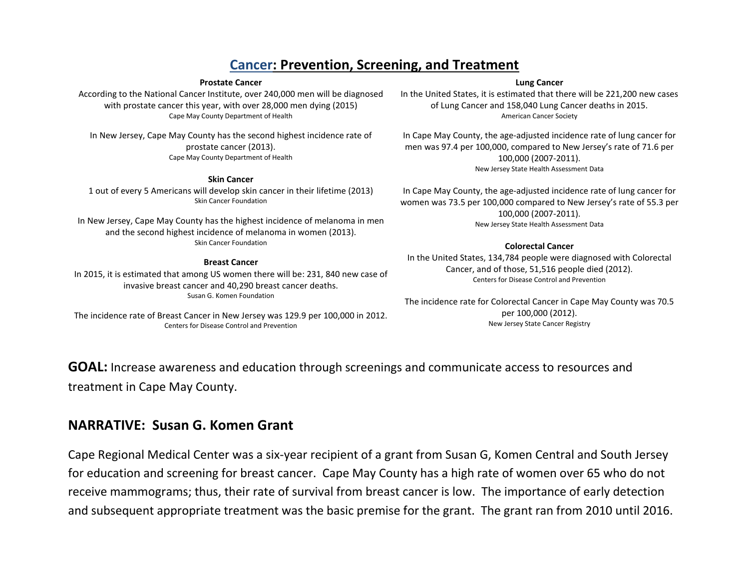# Cancer: Prevention, Screening, and Treatment

### Prostate Cancer

According to the National Cancer Institute, over 240,000 men will be diagnosed with prostate cancer this year, with over 28,000 men dying (2015)
Cape May County Department of Health

In New Jersey, Cape May County has the second highest incidence rate of prostate cancer (2013).
Cape May County Department of Health

### Skin Cancer

1 out of every 5 Americans will develop skin cancer in their lifetime (2013)
Skin Cancer Foundation

In New Jersey, Cape May County has the highest incidence of melanoma in men and the second highest incidence of melanoma in women (2013).
Skin Cancer Foundation

### Breast Cancer

In 2015, it is estimated that among US women there will be: 231, 840 new case of invasive breast cancer and 40,290 breast cancer deaths.
Susan G. Komen Foundation

The incidence rate of Breast Cancer in New Jersey was 129.9 per 100,000 in 2012.
Centers for Disease Control and Prevention

### Lung Cancer

In the United States, it is estimated that there will be 221,200 new cases of Lung Cancer and 158,040 Lung Cancer deaths in 2015.
American Cancer Society

In Cape May County, the age-adjusted incidence rate of lung cancer for men was 97.4 per 100,000, compared to New Jersey's rate of 71.6 per 100,000 (2007-2011).
New Jersey State Health Assessment Data

In Cape May County, the age-adjusted incidence rate of lung cancer for women was 73.5 per 100,000 compared to New Jersey's rate of 55.3 per 100,000 (2007-2011).
New Jersey State Health Assessment Data

### Colorectal Cancer

In the United States, 134,784 people were diagnosed with Colorectal Cancer, and of those, 51,516 people died (2012).
Centers for Disease Control and Prevention

The incidence rate for Colorectal Cancer in Cape May County was 70.5 per 100,000 (2012).
New Jersey State Cancer Registry

**GOAL:** Increase awareness and education through screenings and communicate access to resources and treatment in Cape May County.

## NARRATIVE: Susan G. Komen Grant

Cape Regional Medical Center was a six-year recipient of a grant from Susan G, Komen Central and South Jersey for education and screening for breast cancer. Cape May County has a high rate of women over 65 who do not receive mammograms; thus, their rate of survival from breast cancer is low. The importance of early detection and subsequent appropriate treatment was the basic premise for the grant. The grant ran from 2010 until 2016.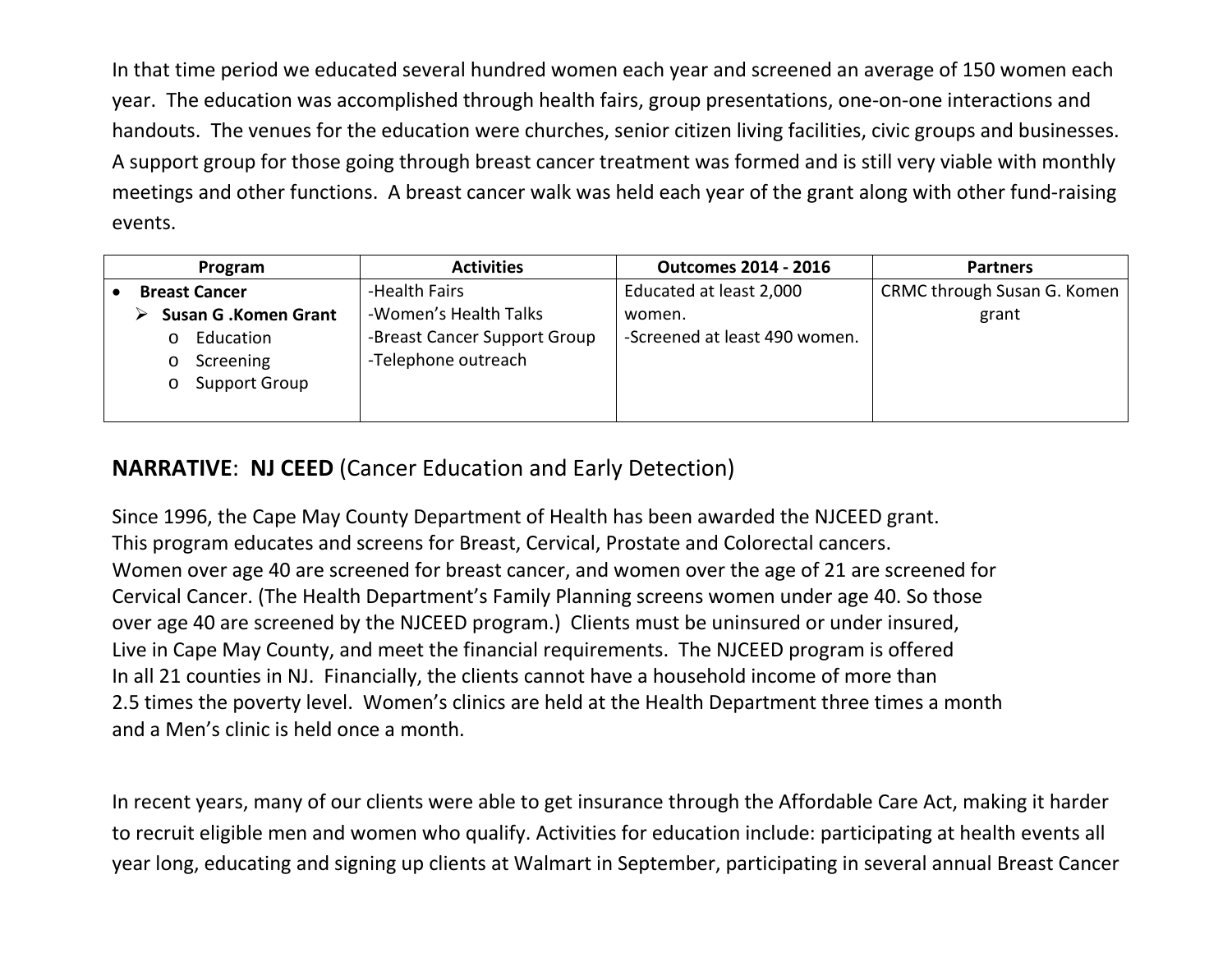In that time period we educated several hundred women each year and screened an average of 150 women each year. The education was accomplished through health fairs, group presentations, one-on-one interactions and handouts. The venues for the education were churches, senior citizen living facilities, civic groups and businesses. A support group for those going through breast cancer treatment was formed and is still very viable with monthly meetings and other functions. A breast cancer walk was held each year of the grant along with other fund-raising events.

| Program | Activities | Outcomes 2014 - 2016 | Partners |
|---|---|---|---|
| • **Breast Cancer**<br>➢ **Susan G .Komen Grant**<br>o Education<br>o Screening<br>o Support Group | -Health Fairs<br>-Women's Health Talks<br>-Breast Cancer Support Group<br>-Telephone outreach | Educated at least 2,000 women.<br>-Screened at least 490 women. | CRMC through Susan G. Komen grant |

## **NARRATIVE**: **NJ CEED** (Cancer Education and Early Detection)

Since 1996, the Cape May County Department of Health has been awarded the NJCEED grant. This program educates and screens for Breast, Cervical, Prostate and Colorectal cancers. Women over age 40 are screened for breast cancer, and women over the age of 21 are screened for Cervical Cancer. (The Health Department's Family Planning screens women under age 40. So those over age 40 are screened by the NJCEED program.) Clients must be uninsured or under insured, Live in Cape May County, and meet the financial requirements. The NJCEED program is offered In all 21 counties in NJ. Financially, the clients cannot have a household income of more than 2.5 times the poverty level. Women's clinics are held at the Health Department three times a month and a Men's clinic is held once a month.

In recent years, many of our clients were able to get insurance through the Affordable Care Act, making it harder to recruit eligible men and women who qualify. Activities for education include: participating at health events all year long, educating and signing up clients at Walmart in September, participating in several annual Breast Cancer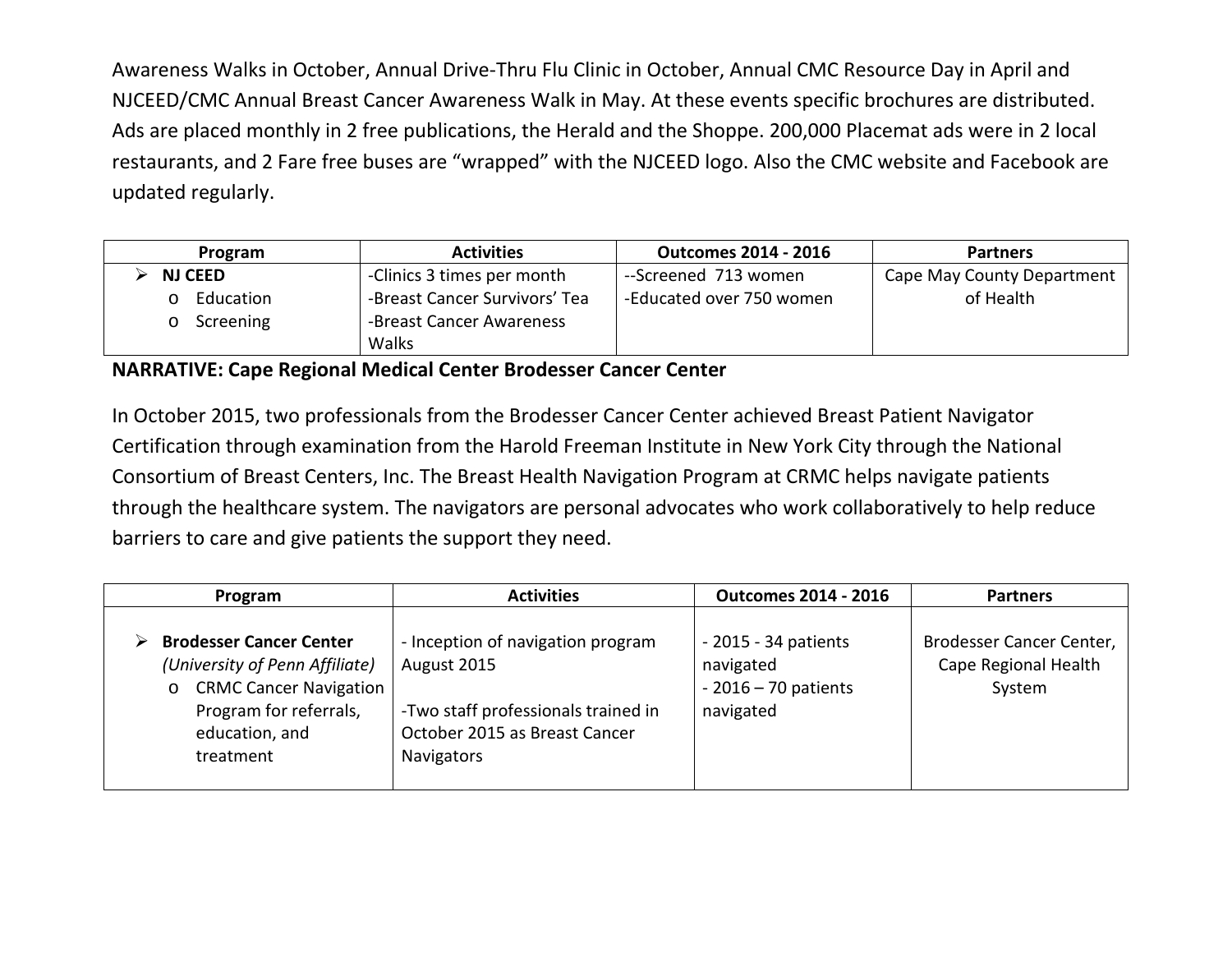Awareness Walks in October, Annual Drive-Thru Flu Clinic in October, Annual CMC Resource Day in April and NJCEED/CMC Annual Breast Cancer Awareness Walk in May. At these events specific brochures are distributed. Ads are placed monthly in 2 free publications, the Herald and the Shoppe. 200,000 Placemat ads were in 2 local restaurants, and 2 Fare free buses are "wrapped" with the NJCEED logo. Also the CMC website and Facebook are updated regularly.

| Program | Activities | Outcomes 2014 - 2016 | Partners |
|---|---|---|---|
| ➢ **NJ CEED**<br>o Education<br>o Screening | -Clinics 3 times per month<br>-Breast Cancer Survivors' Tea<br>-Breast Cancer Awareness Walks | --Screened 713 women<br>-Educated over 750 women | Cape May County Department of Health |

**NARRATIVE: Cape Regional Medical Center Brodesser Cancer Center**

In October 2015, two professionals from the Brodesser Cancer Center achieved Breast Patient Navigator Certification through examination from the Harold Freeman Institute in New York City through the National Consortium of Breast Centers, Inc. The Breast Health Navigation Program at CRMC helps navigate patients through the healthcare system. The navigators are personal advocates who work collaboratively to help reduce barriers to care and give patients the support they need.

| Program | Activities | Outcomes 2014 - 2016 | Partners |
|---|---|---|---|
| ➢ **Brodesser Cancer Center** *(University of Penn Affiliate)*<br>o CRMC Cancer Navigation Program for referrals, education, and treatment | - Inception of navigation program August 2015<br><br>-Two staff professionals trained in October 2015 as Breast Cancer Navigators | - 2015 - 34 patients navigated<br>- 2016 – 70 patients navigated | Brodesser Cancer Center, Cape Regional Health System |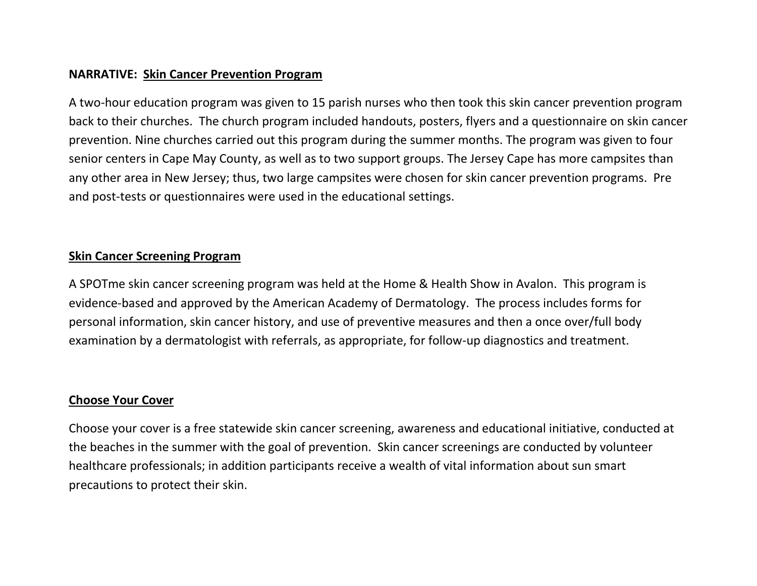**NARRATIVE:** **<u>Skin Cancer Prevention Program</u>**

A two-hour education program was given to 15 parish nurses who then took this skin cancer prevention program back to their churches. The church program included handouts, posters, flyers and a questionnaire on skin cancer prevention. Nine churches carried out this program during the summer months. The program was given to four senior centers in Cape May County, as well as to two support groups. The Jersey Cape has more campsites than any other area in New Jersey; thus, two large campsites were chosen for skin cancer prevention programs. Pre and post-tests or questionnaires were used in the educational settings.

**<u>Skin Cancer Screening Program</u>**

A SPOTme skin cancer screening program was held at the Home & Health Show in Avalon. This program is evidence-based and approved by the American Academy of Dermatology. The process includes forms for personal information, skin cancer history, and use of preventive measures and then a once over/full body examination by a dermatologist with referrals, as appropriate, for follow-up diagnostics and treatment.

**<u>Choose Your Cover</u>**

Choose your cover is a free statewide skin cancer screening, awareness and educational initiative, conducted at the beaches in the summer with the goal of prevention. Skin cancer screenings are conducted by volunteer healthcare professionals; in addition participants receive a wealth of vital information about sun smart precautions to protect their skin.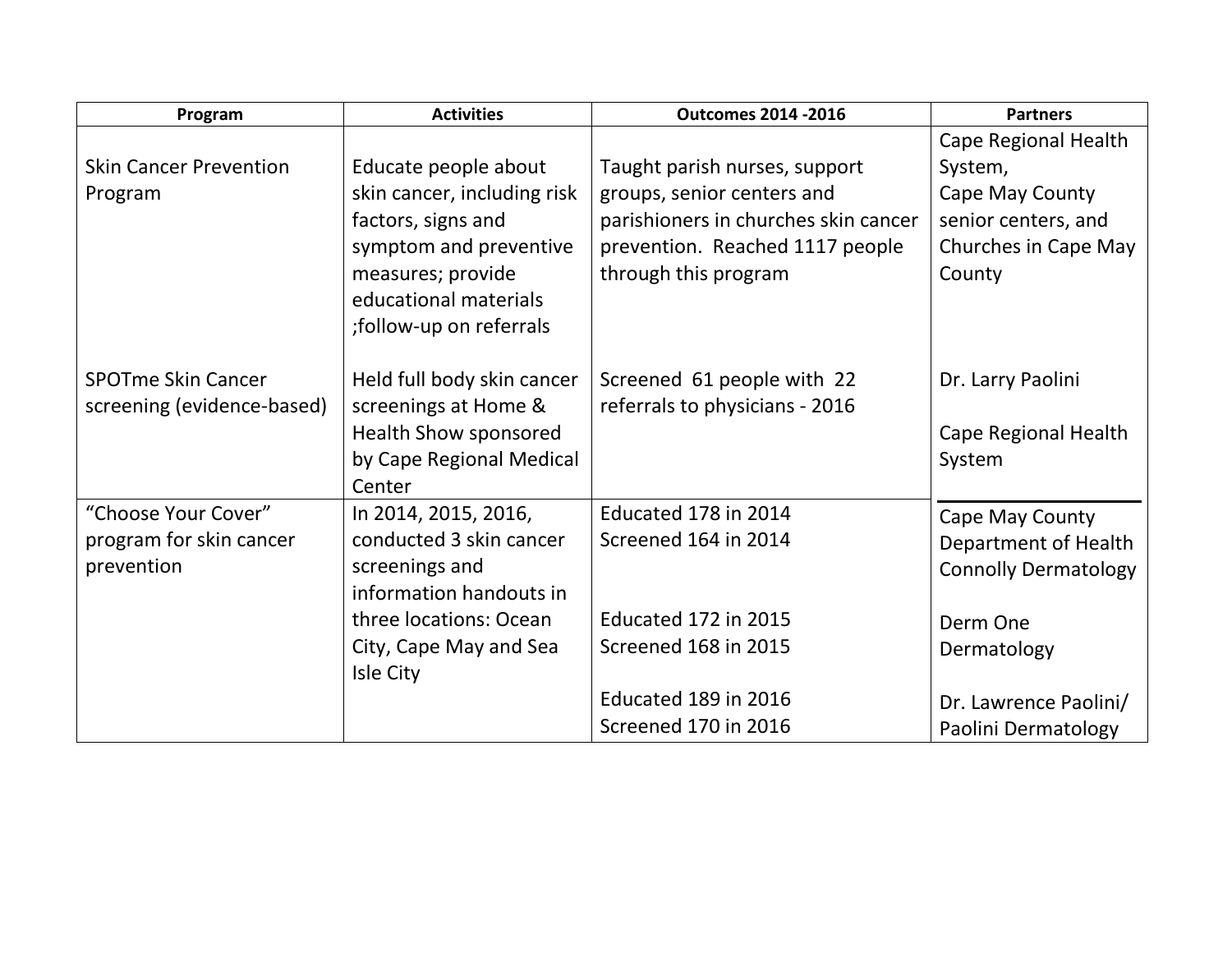| Program | Activities | Outcomes 2014 -2016 | Partners |
|---|---|---|---|
| Skin Cancer Prevention Program | Educate people about skin cancer, including risk factors, signs and symptom and preventive measures; provide educational materials ;follow-up on referrals | Taught parish nurses, support groups, senior centers and parishioners in churches skin cancer prevention. Reached 1117 people through this program | Cape Regional Health System, Cape May County senior centers, and Churches in Cape May County |
| SPOTme Skin Cancer screening (evidence-based) | Held full body skin cancer screenings at Home & Health Show sponsored by Cape Regional Medical Center | Screened 61 people with 22 referrals to physicians - 2016 | Dr. Larry Paolini<br><br>Cape Regional Health System |
| "Choose Your Cover" program for skin cancer prevention | In 2014, 2015, 2016, conducted 3 skin cancer screenings and information handouts in three locations: Ocean City, Cape May and Sea Isle City | Educated 178 in 2014<br>Screened 164 in 2014<br><br>Educated 172 in 2015<br>Screened 168 in 2015<br><br>Educated 189 in 2016<br>Screened 170 in 2016 | Cape May County Department of Health<br>Connolly Dermatology<br><br>Derm One Dermatology<br><br>Dr. Lawrence Paolini/ Paolini Dermatology |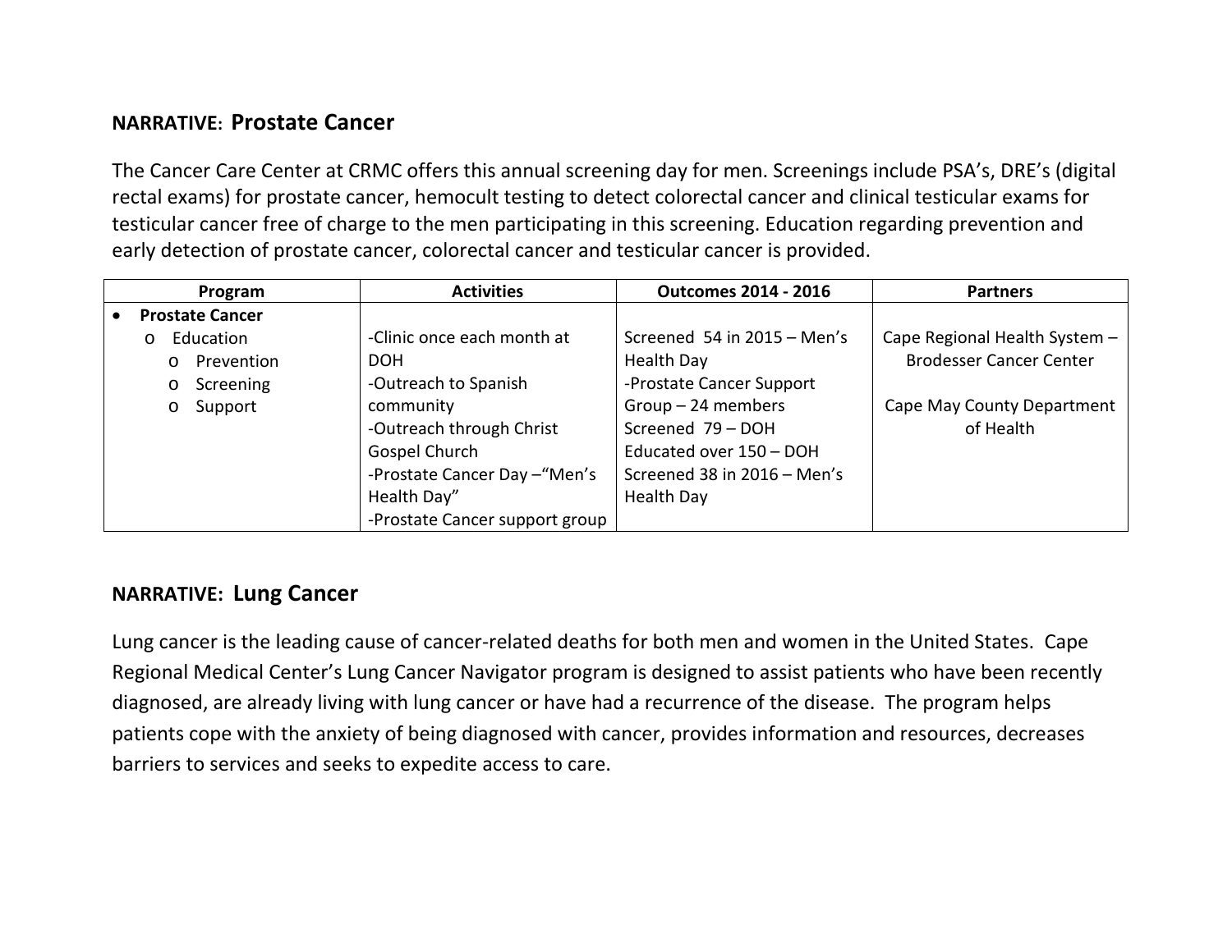## NARRATIVE: Prostate Cancer

The Cancer Care Center at CRMC offers this annual screening day for men. Screenings include PSA's, DRE's (digital rectal exams) for prostate cancer, hemocult testing to detect colorectal cancer and clinical testicular exams for testicular cancer free of charge to the men participating in this screening. Education regarding prevention and early detection of prostate cancer, colorectal cancer and testicular cancer is provided.

| Program | Activities | Outcomes 2014 - 2016 | Partners |
|---|---|---|---|
| • **Prostate Cancer**<br>o Education<br>o Prevention<br>o Screening<br>o Support | -Clinic once each month at DOH<br>-Outreach to Spanish community<br>-Outreach through Christ Gospel Church<br>-Prostate Cancer Day –"Men's Health Day"<br>-Prostate Cancer support group | Screened 54 in 2015 – Men's Health Day<br>-Prostate Cancer Support Group – 24 members<br>Screened 79 – DOH<br>Educated over 150 – DOH<br>Screened 38 in 2016 – Men's Health Day | Cape Regional Health System – Brodesser Cancer Center<br><br>Cape May County Department of Health |

## NARRATIVE: Lung Cancer

Lung cancer is the leading cause of cancer-related deaths for both men and women in the United States. Cape Regional Medical Center's Lung Cancer Navigator program is designed to assist patients who have been recently diagnosed, are already living with lung cancer or have had a recurrence of the disease. The program helps patients cope with the anxiety of being diagnosed with cancer, provides information and resources, decreases barriers to services and seeks to expedite access to care.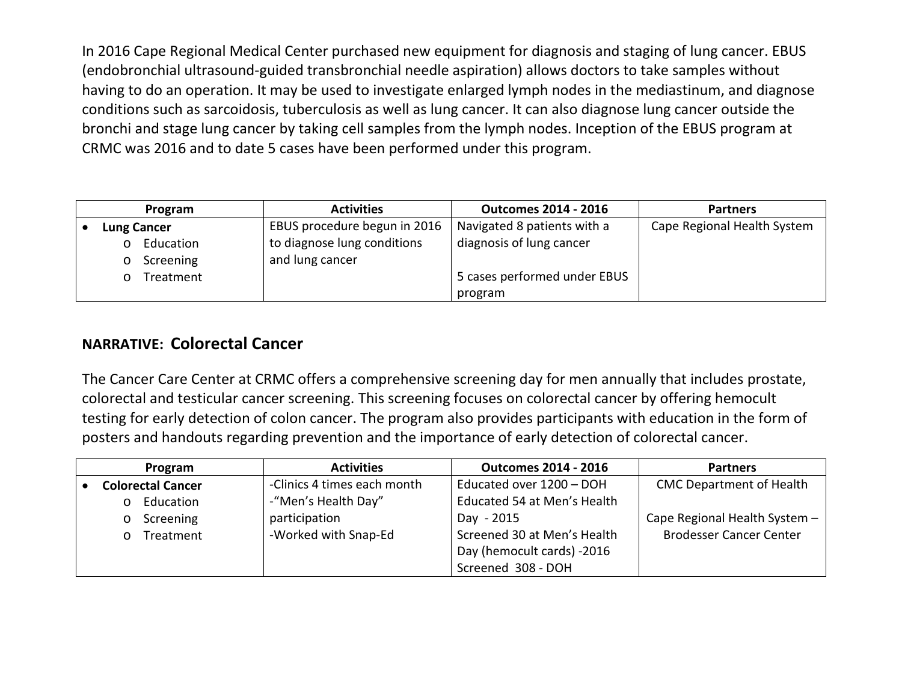In 2016 Cape Regional Medical Center purchased new equipment for diagnosis and staging of lung cancer. EBUS (endobronchial ultrasound-guided transbronchial needle aspiration) allows doctors to take samples without having to do an operation. It may be used to investigate enlarged lymph nodes in the mediastinum, and diagnose conditions such as sarcoidosis, tuberculosis as well as lung cancer. It can also diagnose lung cancer outside the bronchi and stage lung cancer by taking cell samples from the lymph nodes. Inception of the EBUS program at CRMC was 2016 and to date 5 cases have been performed under this program.

| Program | Activities | Outcomes 2014 - 2016 | Partners |
|---|---|---|---|
| • **Lung Cancer**<br>o Education<br>o Screening<br>o Treatment | EBUS procedure begun in 2016 to diagnose lung conditions and lung cancer | Navigated 8 patients with a diagnosis of lung cancer<br><br>5 cases performed under EBUS program | Cape Regional Health System |

## NARRATIVE: Colorectal Cancer

The Cancer Care Center at CRMC offers a comprehensive screening day for men annually that includes prostate, colorectal and testicular cancer screening. This screening focuses on colorectal cancer by offering hemocult testing for early detection of colon cancer. The program also provides participants with education in the form of posters and handouts regarding prevention and the importance of early detection of colorectal cancer.

| Program | Activities | Outcomes 2014 - 2016 | Partners |
|---|---|---|---|
| • **Colorectal Cancer**<br>o Education<br>o Screening<br>o Treatment | -Clinics 4 times each month<br>-"Men's Health Day" participation<br>-Worked with Snap-Ed | Educated over 1200 – DOH<br>Educated 54 at Men's Health Day - 2015<br>Screened 30 at Men's Health Day (hemocult cards) -2016<br>Screened 308 - DOH | CMC Department of Health<br><br>Cape Regional Health System – Brodesser Cancer Center |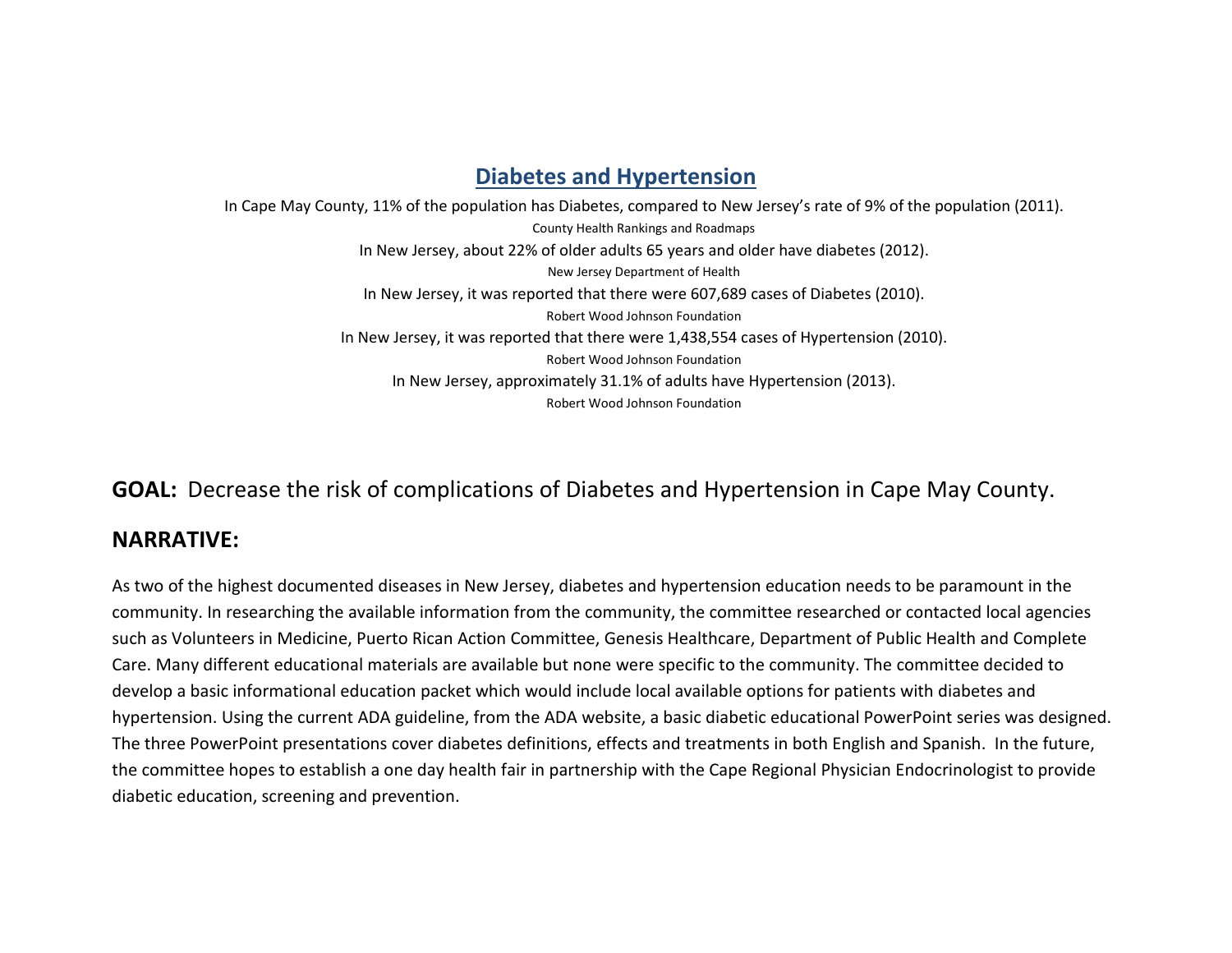## Diabetes and Hypertension

In Cape May County, 11% of the population has Diabetes, compared to New Jersey's rate of 9% of the population (2011).

County Health Rankings and Roadmaps

In New Jersey, about 22% of older adults 65 years and older have diabetes (2012).

New Jersey Department of Health

In New Jersey, it was reported that there were 607,689 cases of Diabetes (2010).

Robert Wood Johnson Foundation

In New Jersey, it was reported that there were 1,438,554 cases of Hypertension (2010).

Robert Wood Johnson Foundation

In New Jersey, approximately 31.1% of adults have Hypertension (2013).

Robert Wood Johnson Foundation

**GOAL:** Decrease the risk of complications of Diabetes and Hypertension in Cape May County.

**NARRATIVE:**

As two of the highest documented diseases in New Jersey, diabetes and hypertension education needs to be paramount in the community. In researching the available information from the community, the committee researched or contacted local agencies such as Volunteers in Medicine, Puerto Rican Action Committee, Genesis Healthcare, Department of Public Health and Complete Care. Many different educational materials are available but none were specific to the community. The committee decided to develop a basic informational education packet which would include local available options for patients with diabetes and hypertension. Using the current ADA guideline, from the ADA website, a basic diabetic educational PowerPoint series was designed. The three PowerPoint presentations cover diabetes definitions, effects and treatments in both English and Spanish. In the future, the committee hopes to establish a one day health fair in partnership with the Cape Regional Physician Endocrinologist to provide diabetic education, screening and prevention.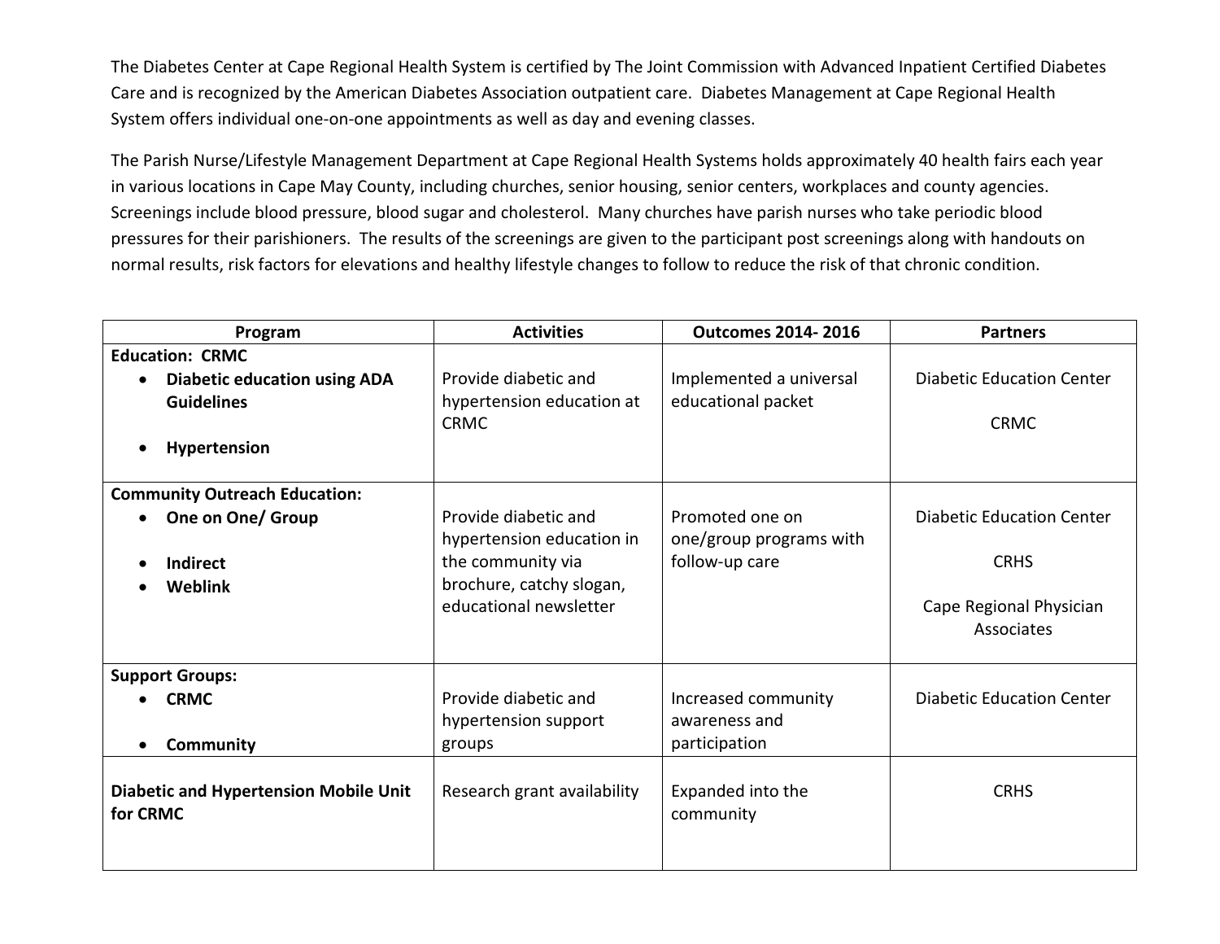The Diabetes Center at Cape Regional Health System is certified by The Joint Commission with Advanced Inpatient Certified Diabetes Care and is recognized by the American Diabetes Association outpatient care. Diabetes Management at Cape Regional Health System offers individual one-on-one appointments as well as day and evening classes.

The Parish Nurse/Lifestyle Management Department at Cape Regional Health Systems holds approximately 40 health fairs each year in various locations in Cape May County, including churches, senior housing, senior centers, workplaces and county agencies. Screenings include blood pressure, blood sugar and cholesterol. Many churches have parish nurses who take periodic blood pressures for their parishioners. The results of the screenings are given to the participant post screenings along with handouts on normal results, risk factors for elevations and healthy lifestyle changes to follow to reduce the risk of that chronic condition.

| Program | Activities | Outcomes 2014- 2016 | Partners |
|---|---|---|---|
| **Education: CRMC**<br>• **Diabetic education using ADA Guidelines**<br>• **Hypertension** | Provide diabetic and hypertension education at CRMC | Implemented a universal educational packet | Diabetic Education Center<br><br>CRMC |
| **Community Outreach Education:**<br>• **One on One/ Group**<br>• **Indirect**<br>• **Weblink** | Provide diabetic and hypertension education in the community via brochure, catchy slogan, educational newsletter | Promoted one on one/group programs with follow-up care | Diabetic Education Center<br><br>CRHS<br><br>Cape Regional Physician Associates |
| **Support Groups:**<br>• **CRMC**<br>• **Community** | Provide diabetic and hypertension support groups | Increased community awareness and participation | Diabetic Education Center |
| **Diabetic and Hypertension Mobile Unit for CRMC** | Research grant availability | Expanded into the community | CRHS |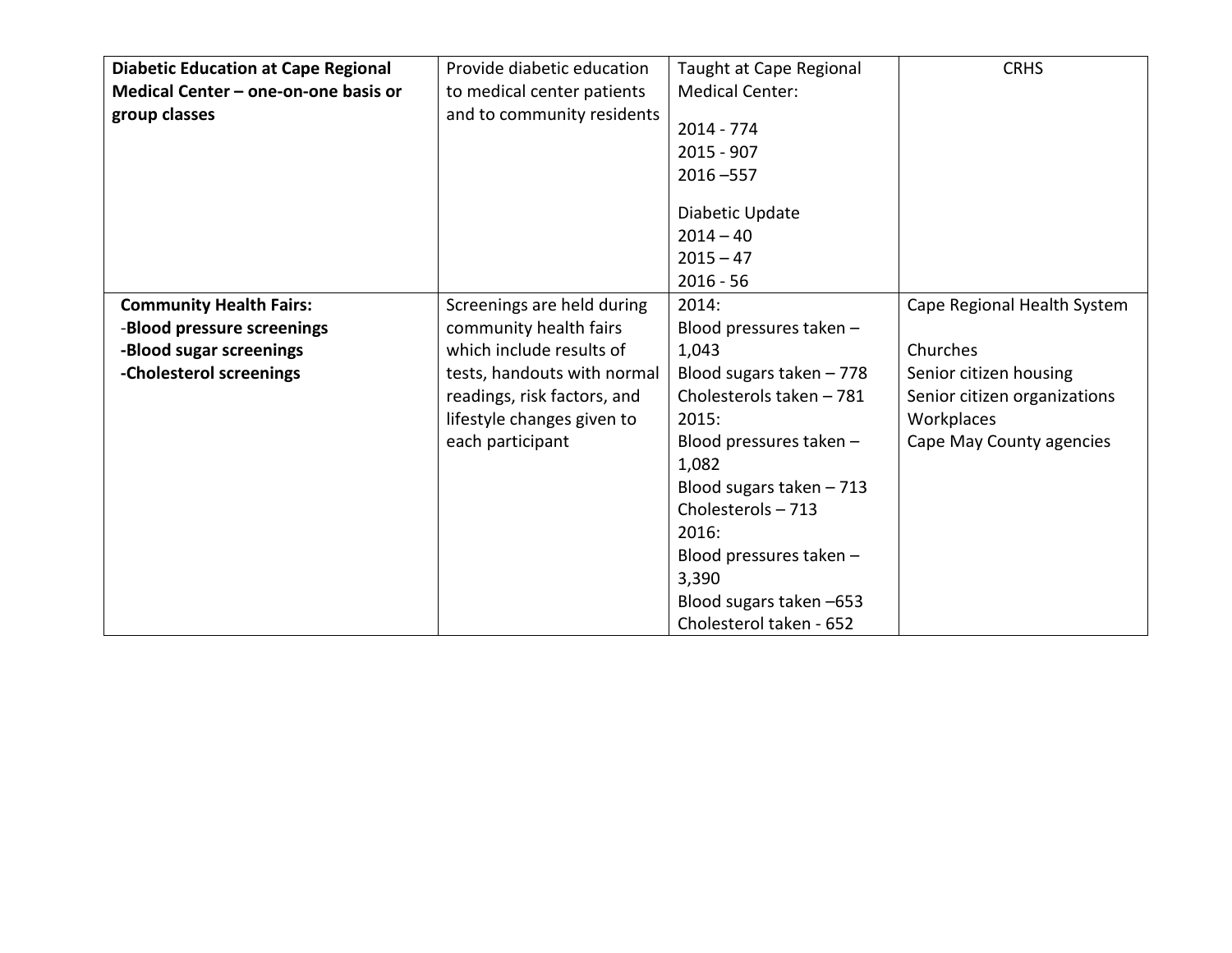| | | | |
|---|---|---|---|
| **Diabetic Education at Cape Regional Medical Center – one-on-one basis or group classes** | Provide diabetic education to medical center patients and to community residents | Taught at Cape Regional Medical Center:<br><br>2014 - 774<br>2015 - 907<br>2016 –557<br><br>Diabetic Update<br>2014 – 40<br>2015 – 47<br>2016 - 56 | CRHS |
| **Community Health Fairs:**<br>-**Blood pressure screenings**<br>**-Blood sugar screenings**<br>**-Cholesterol screenings** | Screenings are held during community health fairs which include results of tests, handouts with normal readings, risk factors, and lifestyle changes given to each participant | 2014:<br>Blood pressures taken – 1,043<br>Blood sugars taken – 778<br>Cholesterols taken – 781<br>2015:<br>Blood pressures taken – 1,082<br>Blood sugars taken – 713<br>Cholesterols – 713<br>2016:<br>Blood pressures taken – 3,390<br>Blood sugars taken –653<br>Cholesterol taken - 652 | Cape Regional Health System<br><br>Churches<br>Senior citizen housing<br>Senior citizen organizations<br>Workplaces<br>Cape May County agencies |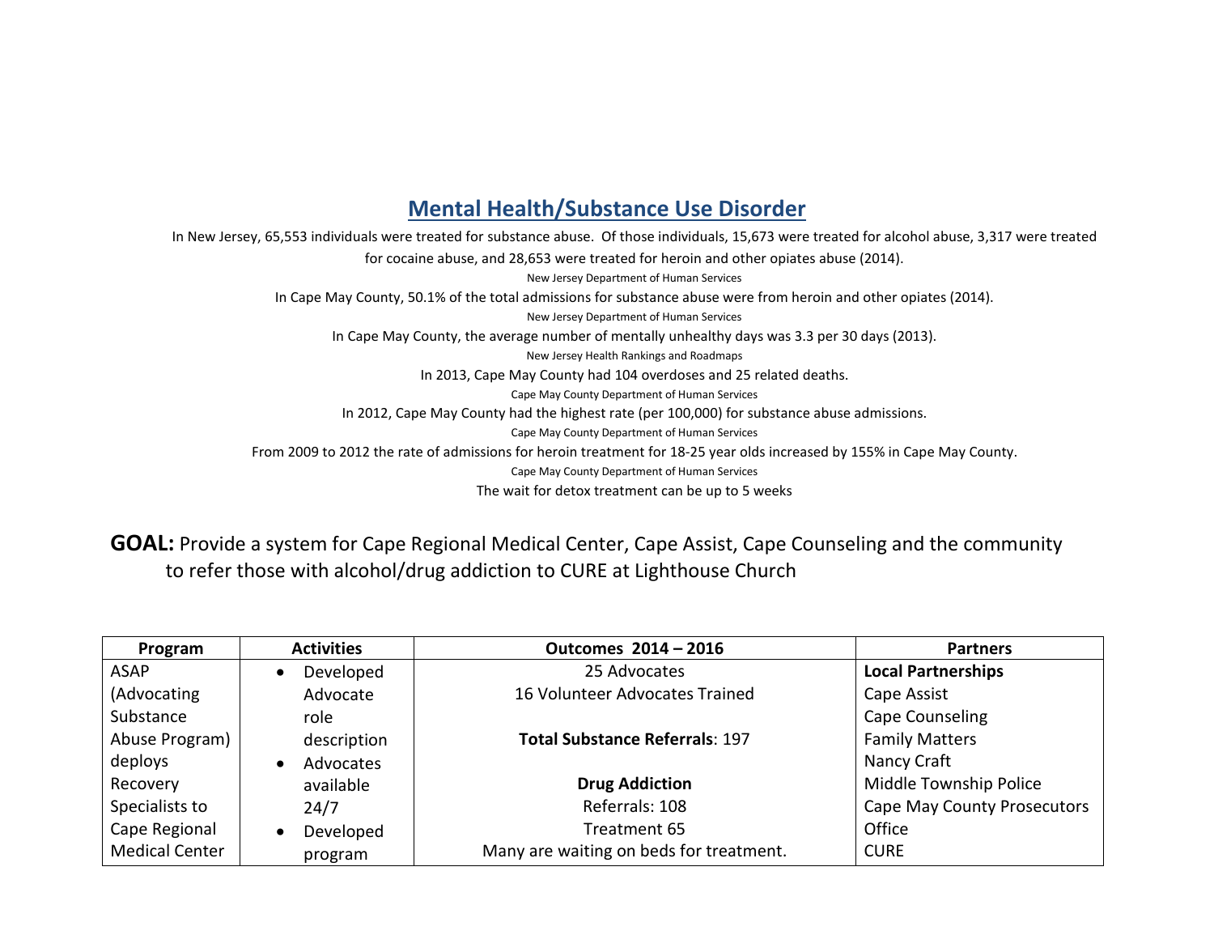## Mental Health/Substance Use Disorder

In New Jersey, 65,553 individuals were treated for substance abuse. Of those individuals, 15,673 were treated for alcohol abuse, 3,317 were treated for cocaine abuse, and 28,653 were treated for heroin and other opiates abuse (2014).

New Jersey Department of Human Services

In Cape May County, 50.1% of the total admissions for substance abuse were from heroin and other opiates (2014).

New Jersey Department of Human Services

In Cape May County, the average number of mentally unhealthy days was 3.3 per 30 days (2013).

New Jersey Health Rankings and Roadmaps

In 2013, Cape May County had 104 overdoses and 25 related deaths.

Cape May County Department of Human Services

In 2012, Cape May County had the highest rate (per 100,000) for substance abuse admissions.

Cape May County Department of Human Services

From 2009 to 2012 the rate of admissions for heroin treatment for 18-25 year olds increased by 155% in Cape May County.

Cape May County Department of Human Services

The wait for detox treatment can be up to 5 weeks

**GOAL:** Provide a system for Cape Regional Medical Center, Cape Assist, Cape Counseling and the community to refer those with alcohol/drug addiction to CURE at Lighthouse Church

| Program | Activities | Outcomes 2014 – 2016 | Partners |
|---|---|---|---|
| ASAP (Advocating Substance Abuse Program) deploys Recovery Specialists to Cape Regional Medical Center | • Developed Advocate role description<br>• Advocates available 24/7<br>• Developed program | 25 Advocates<br>16 Volunteer Advocates Trained<br><br>**Total Substance Referrals**: 197<br><br>**Drug Addiction**<br>Referrals: 108<br>Treatment 65<br>Many are waiting on beds for treatment. | **Local Partnerships**<br>Cape Assist<br>Cape Counseling<br>Family Matters<br>Nancy Craft<br>Middle Township Police<br>Cape May County Prosecutors Office<br>CURE |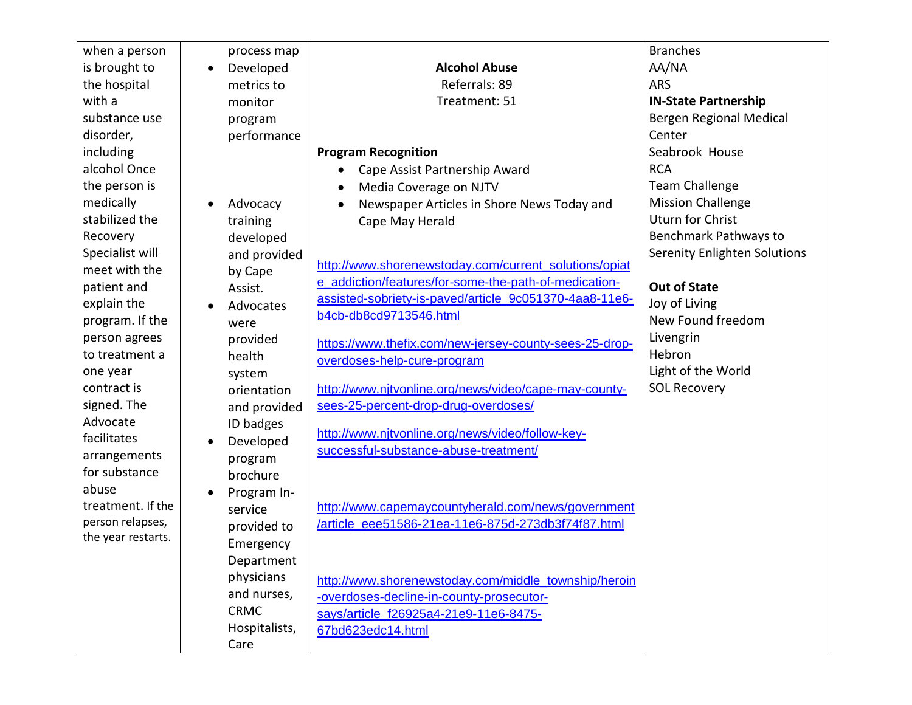| | | | |
|---|---|---|---|
| when a person is brought to the hospital with a substance use disorder, including alcohol Once the person is medically stabilized the Recovery Specialist will meet with the patient and explain the program. If the person agrees to treatment a one year contract is signed. The Advocate facilitates arrangements for substance abuse treatment. If the person relapses, the year restarts. | process map<br>• Developed metrics to monitor program performance<br><br>• Advocacy training developed and provided by Cape Assist.<br>• Advocates were provided health system orientation and provided ID badges<br>• Developed program brochure<br>• Program In-service provided to Emergency Department physicians and nurses, CRMC Hospitalists, Care | **Alcohol Abuse**<br>Referrals: 89<br>Treatment: 51<br><br>**Program Recognition**<br>• Cape Assist Partnership Award<br>• Media Coverage on NJTV<br>• Newspaper Articles in Shore News Today and Cape May Herald<br><br>http://www.shorenewstoday.com/current_solutions/opiate_addiction/features/for-some-the-path-of-medication-assisted-sobriety-is-paved/article_9c051370-4aa8-11e6-b4cb-db8cd9713546.html<br><br>https://www.thefix.com/new-jersey-county-sees-25-drop-overdoses-help-cure-program<br><br>http://www.njtvonline.org/news/video/cape-may-county-sees-25-percent-drop-drug-overdoses/<br><br>http://www.njtvonline.org/news/video/follow-key-successful-substance-abuse-treatment/<br><br>http://www.capemaycountyherald.com/news/government/article_eee51586-21ea-11e6-875d-273db3f74f87.html<br><br>http://www.shorenewstoday.com/middle_township/heroin-overdoses-decline-in-county-prosecutor-says/article_f26925a4-21e9-11e6-8475-67bd623edc14.html | Branches<br>AA/NA<br>ARS<br>**IN-State Partnership**<br>Bergen Regional Medical Center<br>Seabrook House<br>RCA<br>Team Challenge<br>Mission Challenge<br>Uturn for Christ<br>Benchmark Pathways to Serenity Enlighten Solutions<br><br>**Out of State**<br>Joy of Living<br>New Found freedom<br>Livengrin<br>Hebron<br>Light of the World<br>SOL Recovery |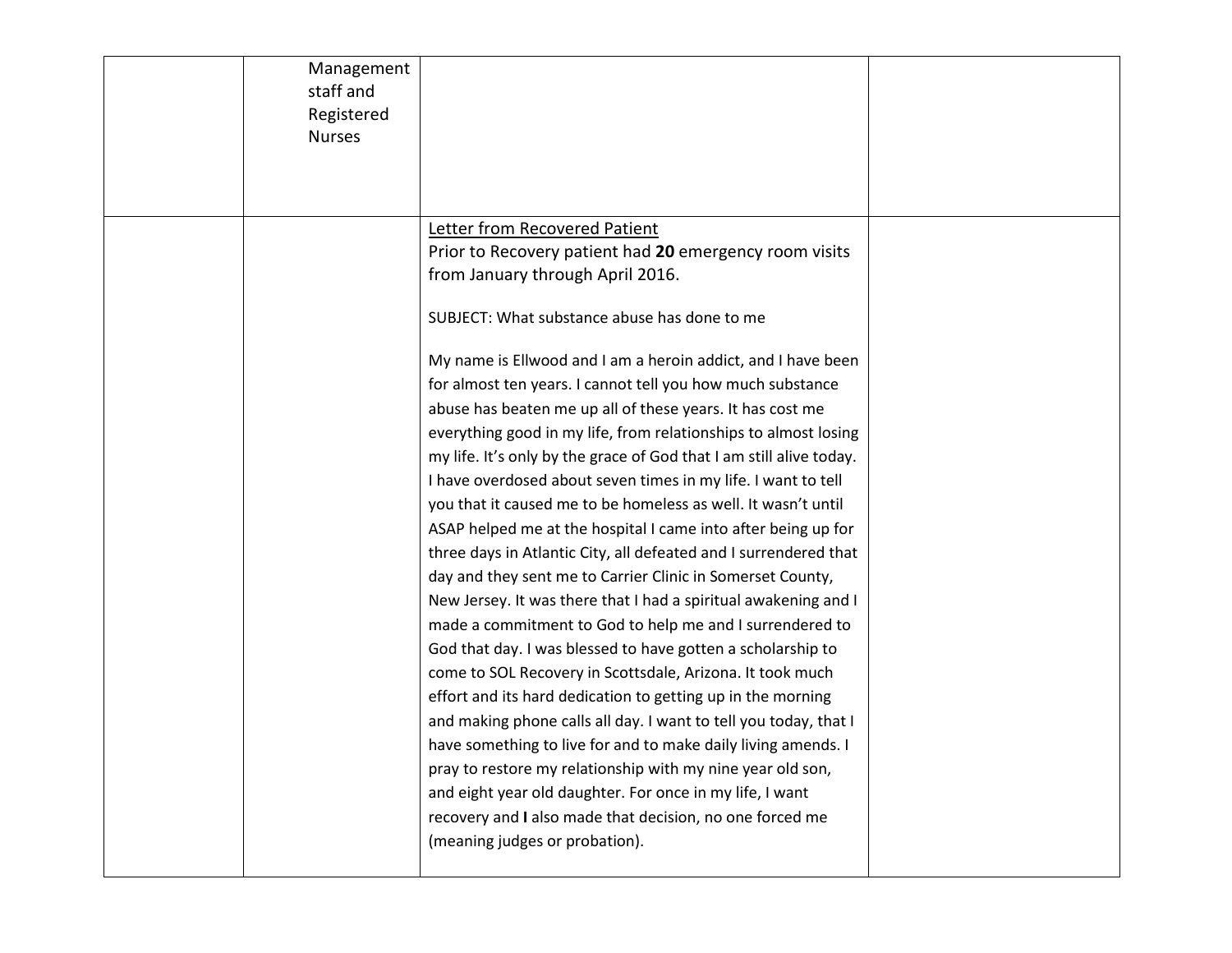|  |  |  |  |
|---|---|---|---|
|  | Management staff and Registered Nurses |  |  |
|  |  | <u>Letter from Recovered Patient</u><br>Prior to Recovery patient had **20** emergency room visits from January through April 2016.<br><br>SUBJECT: What substance abuse has done to me<br><br>My name is Ellwood and I am a heroin addict, and I have been for almost ten years. I cannot tell you how much substance abuse has beaten me up all of these years. It has cost me everything good in my life, from relationships to almost losing my life. It's only by the grace of God that I am still alive today. I have overdosed about seven times in my life. I want to tell you that it caused me to be homeless as well. It wasn't until ASAP helped me at the hospital I came into after being up for three days in Atlantic City, all defeated and I surrendered that day and they sent me to Carrier Clinic in Somerset County, New Jersey. It was there that I had a spiritual awakening and I made a commitment to God to help me and I surrendered to God that day. I was blessed to have gotten a scholarship to come to SOL Recovery in Scottsdale, Arizona. It took much effort and its hard dedication to getting up in the morning and making phone calls all day. I want to tell you today, that I have something to live for and to make daily living amends. I pray to restore my relationship with my nine year old son, and eight year old daughter. For once in my life, I want recovery and **I** also made that decision, no one forced me (meaning judges or probation). |  |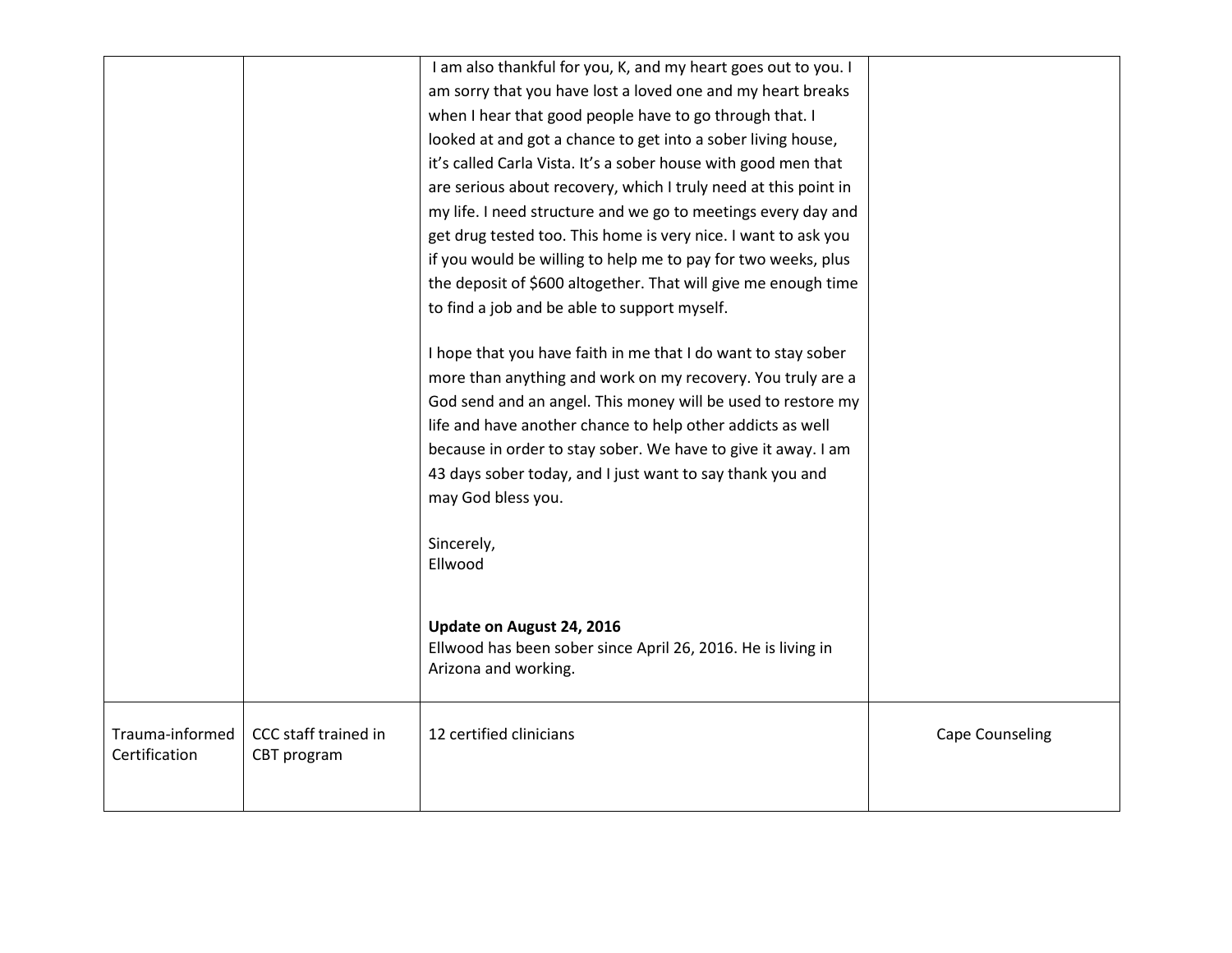| | | | |
|---|---|---|---|
| | | I am also thankful for you, K, and my heart goes out to you. I am sorry that you have lost a loved one and my heart breaks when I hear that good people have to go through that. I looked at and got a chance to get into a sober living house, it's called Carla Vista. It's a sober house with good men that are serious about recovery, which I truly need at this point in my life. I need structure and we go to meetings every day and get drug tested too. This home is very nice. I want to ask you if you would be willing to help me to pay for two weeks, plus the deposit of $600 altogether. That will give me enough time to find a job and be able to support myself.<br><br>I hope that you have faith in me that I do want to stay sober more than anything and work on my recovery. You truly are a God send and an angel. This money will be used to restore my life and have another chance to help other addicts as well because in order to stay sober. We have to give it away. I am 43 days sober today, and I just want to say thank you and may God bless you.<br><br>Sincerely,<br>Ellwood<br><br>**Update on August 24, 2016**<br>Ellwood has been sober since April 26, 2016. He is living in Arizona and working. | |
| Trauma-informed Certification | CCC staff trained in CBT program | 12 certified clinicians | Cape Counseling |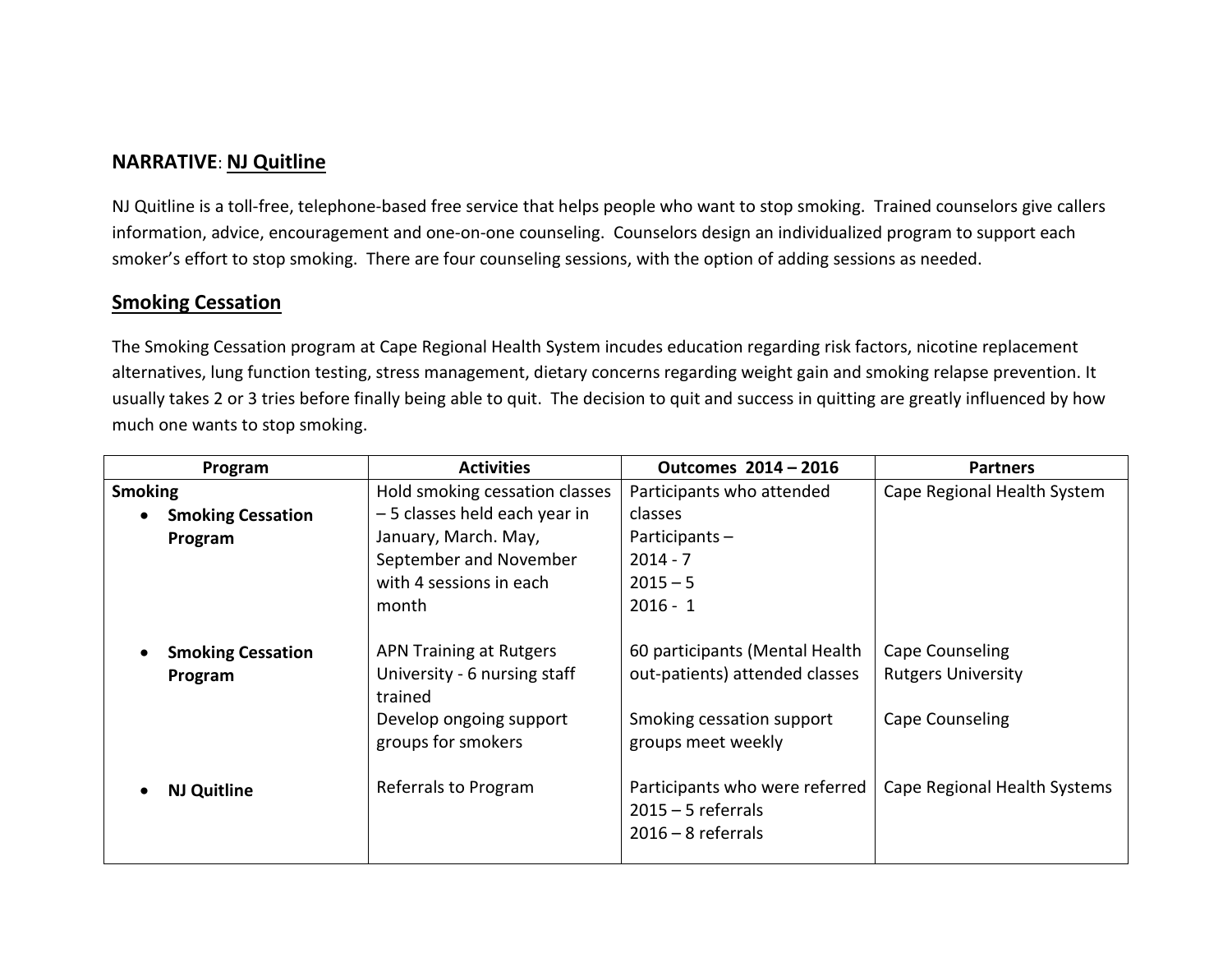**NARRATIVE**: **<u>NJ Quitline</u>**

NJ Quitline is a toll-free, telephone-based free service that helps people who want to stop smoking. Trained counselors give callers information, advice, encouragement and one-on-one counseling. Counselors design an individualized program to support each smoker's effort to stop smoking. There are four counseling sessions, with the option of adding sessions as needed.

## <u>Smoking Cessation</u>

The Smoking Cessation program at Cape Regional Health System incudes education regarding risk factors, nicotine replacement alternatives, lung function testing, stress management, dietary concerns regarding weight gain and smoking relapse prevention. It usually takes 2 or 3 tries before finally being able to quit. The decision to quit and success in quitting are greatly influenced by how much one wants to stop smoking.

| Program | Activities | Outcomes 2014 – 2016 | Partners |
|---|---|---|---|
| **Smoking**<br>• **Smoking Cessation Program** | Hold smoking cessation classes – 5 classes held each year in January, March. May, September and November with 4 sessions in each month | Participants who attended classes<br>Participants –<br>2014 - 7<br>2015 – 5<br>2016 - 1 | Cape Regional Health System |
| • **Smoking Cessation Program** | APN Training at Rutgers University - 6 nursing staff trained<br>Develop ongoing support groups for smokers | 60 participants (Mental Health out-patients) attended classes<br>Smoking cessation support groups meet weekly | Cape Counseling<br>Rutgers University<br>Cape Counseling |
| • **NJ Quitline** | Referrals to Program | Participants who were referred<br>2015 – 5 referrals<br>2016 – 8 referrals | Cape Regional Health Systems |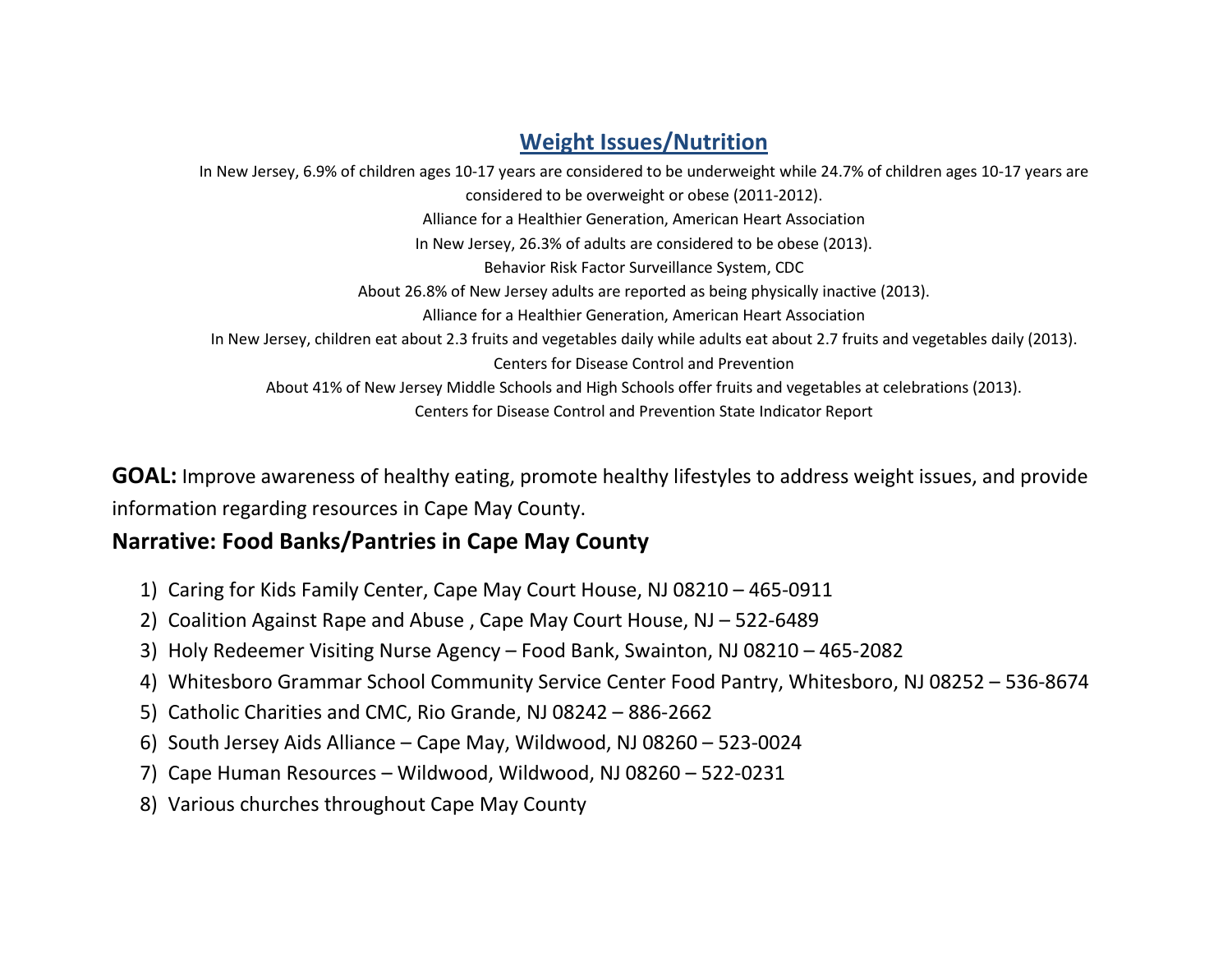## Weight Issues/Nutrition

In New Jersey, 6.9% of children ages 10-17 years are considered to be underweight while 24.7% of children ages 10-17 years are considered to be overweight or obese (2011-2012).

Alliance for a Healthier Generation, American Heart Association

In New Jersey, 26.3% of adults are considered to be obese (2013).

Behavior Risk Factor Surveillance System, CDC

About 26.8% of New Jersey adults are reported as being physically inactive (2013).

Alliance for a Healthier Generation, American Heart Association

In New Jersey, children eat about 2.3 fruits and vegetables daily while adults eat about 2.7 fruits and vegetables daily (2013).

Centers for Disease Control and Prevention

About 41% of New Jersey Middle Schools and High Schools offer fruits and vegetables at celebrations (2013).

Centers for Disease Control and Prevention State Indicator Report

**GOAL:** Improve awareness of healthy eating, promote healthy lifestyles to address weight issues, and provide information regarding resources in Cape May County.

### Narrative: Food Banks/Pantries in Cape May County

1) Caring for Kids Family Center, Cape May Court House, NJ 08210 – 465-0911
2) Coalition Against Rape and Abuse , Cape May Court House, NJ – 522-6489
3) Holy Redeemer Visiting Nurse Agency – Food Bank, Swainton, NJ 08210 – 465-2082
4) Whitesboro Grammar School Community Service Center Food Pantry, Whitesboro, NJ 08252 – 536-8674
5) Catholic Charities and CMC, Rio Grande, NJ 08242 – 886-2662
6) South Jersey Aids Alliance – Cape May, Wildwood, NJ 08260 – 523-0024
7) Cape Human Resources – Wildwood, Wildwood, NJ 08260 – 522-0231
8) Various churches throughout Cape May County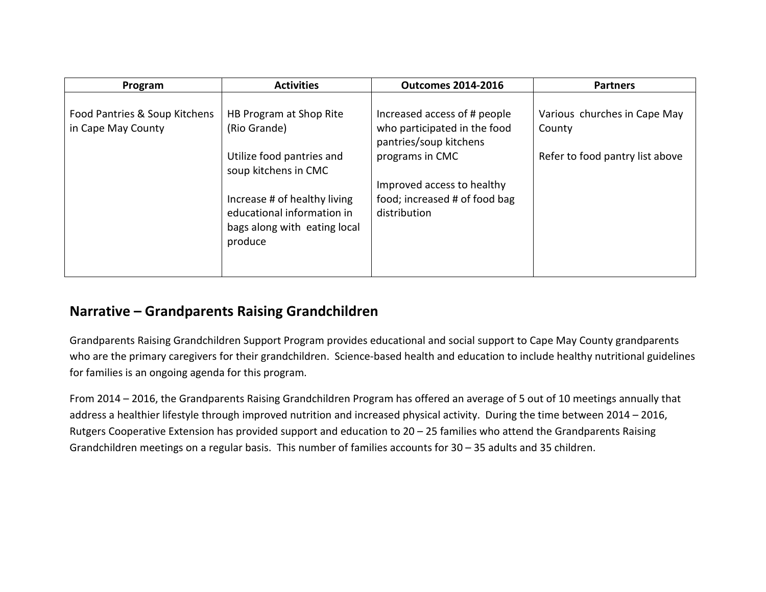| Program | Activities | Outcomes 2014-2016 | Partners |
|---|---|---|---|
| Food Pantries & Soup Kitchens in Cape May County | HB Program at Shop Rite (Rio Grande)<br><br>Utilize food pantries and soup kitchens in CMC<br><br>Increase # of healthy living educational information in bags along with eating local produce | Increased access of # people who participated in the food pantries/soup kitchens programs in CMC<br><br>Improved access to healthy food; increased # of food bag distribution | Various churches in Cape May County<br><br>Refer to food pantry list above |

## Narrative – Grandparents Raising Grandchildren

Grandparents Raising Grandchildren Support Program provides educational and social support to Cape May County grandparents who are the primary caregivers for their grandchildren. Science-based health and education to include healthy nutritional guidelines for families is an ongoing agenda for this program.

From 2014 – 2016, the Grandparents Raising Grandchildren Program has offered an average of 5 out of 10 meetings annually that address a healthier lifestyle through improved nutrition and increased physical activity. During the time between 2014 – 2016, Rutgers Cooperative Extension has provided support and education to 20 – 25 families who attend the Grandparents Raising Grandchildren meetings on a regular basis. This number of families accounts for 30 – 35 adults and 35 children.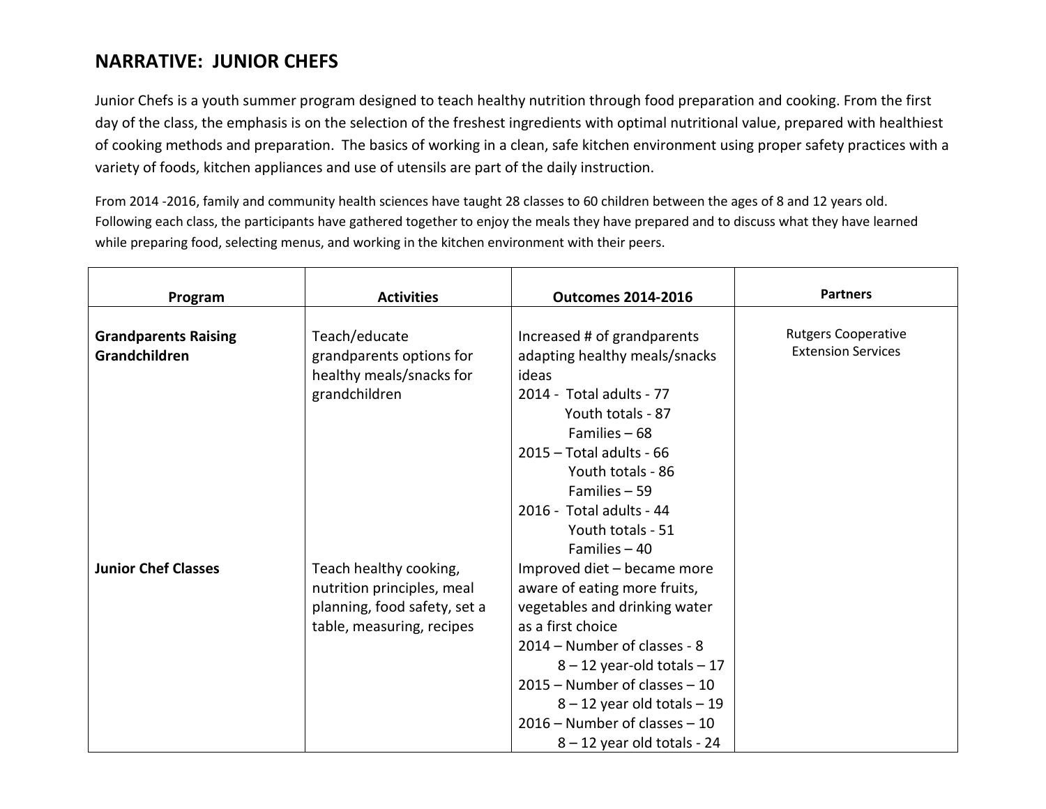## NARRATIVE: JUNIOR CHEFS

Junior Chefs is a youth summer program designed to teach healthy nutrition through food preparation and cooking. From the first day of the class, the emphasis is on the selection of the freshest ingredients with optimal nutritional value, prepared with healthiest of cooking methods and preparation. The basics of working in a clean, safe kitchen environment using proper safety practices with a variety of foods, kitchen appliances and use of utensils are part of the daily instruction.

From 2014 -2016, family and community health sciences have taught 28 classes to 60 children between the ages of 8 and 12 years old. Following each class, the participants have gathered together to enjoy the meals they have prepared and to discuss what they have learned while preparing food, selecting menus, and working in the kitchen environment with their peers.

| Program | Activities | Outcomes 2014-2016 | Partners |
|---|---|---|---|
| **Grandparents Raising Grandchildren** | Teach/educate grandparents options for healthy meals/snacks for grandchildren | Increased # of grandparents adapting healthy meals/snacks ideas<br>2014 - Total adults - 77<br>Youth totals - 87<br>Families – 68<br>2015 – Total adults - 66<br>Youth totals - 86<br>Families – 59<br>2016 - Total adults - 44<br>Youth totals - 51<br>Families – 40 | Rutgers Cooperative Extension Services |
| **Junior Chef Classes** | Teach healthy cooking, nutrition principles, meal planning, food safety, set a table, measuring, recipes | Improved diet – became more aware of eating more fruits, vegetables and drinking water as a first choice<br>2014 – Number of classes - 8<br>8 – 12 year-old totals – 17<br>2015 – Number of classes – 10<br>8 – 12 year old totals – 19<br>2016 – Number of classes – 10<br>8 – 12 year old totals - 24 | |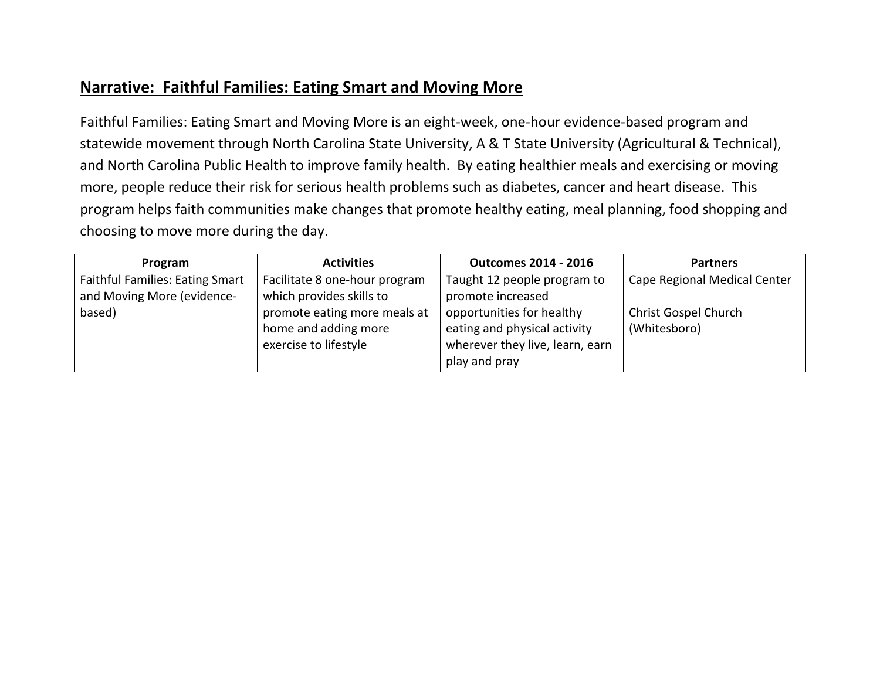## Narrative: Faithful Families: Eating Smart and Moving More

Faithful Families: Eating Smart and Moving More is an eight-week, one-hour evidence-based program and statewide movement through North Carolina State University, A & T State University (Agricultural & Technical), and North Carolina Public Health to improve family health. By eating healthier meals and exercising or moving more, people reduce their risk for serious health problems such as diabetes, cancer and heart disease. This program helps faith communities make changes that promote healthy eating, meal planning, food shopping and choosing to move more during the day.

| Program | Activities | Outcomes 2014 - 2016 | Partners |
|---|---|---|---|
| Faithful Families: Eating Smart and Moving More (evidence-based) | Facilitate 8 one-hour program which provides skills to promote eating more meals at home and adding more exercise to lifestyle | Taught 12 people program to promote increased opportunities for healthy eating and physical activity wherever they live, learn, earn play and pray | Cape Regional Medical Center<br><br>Christ Gospel Church (Whitesboro) |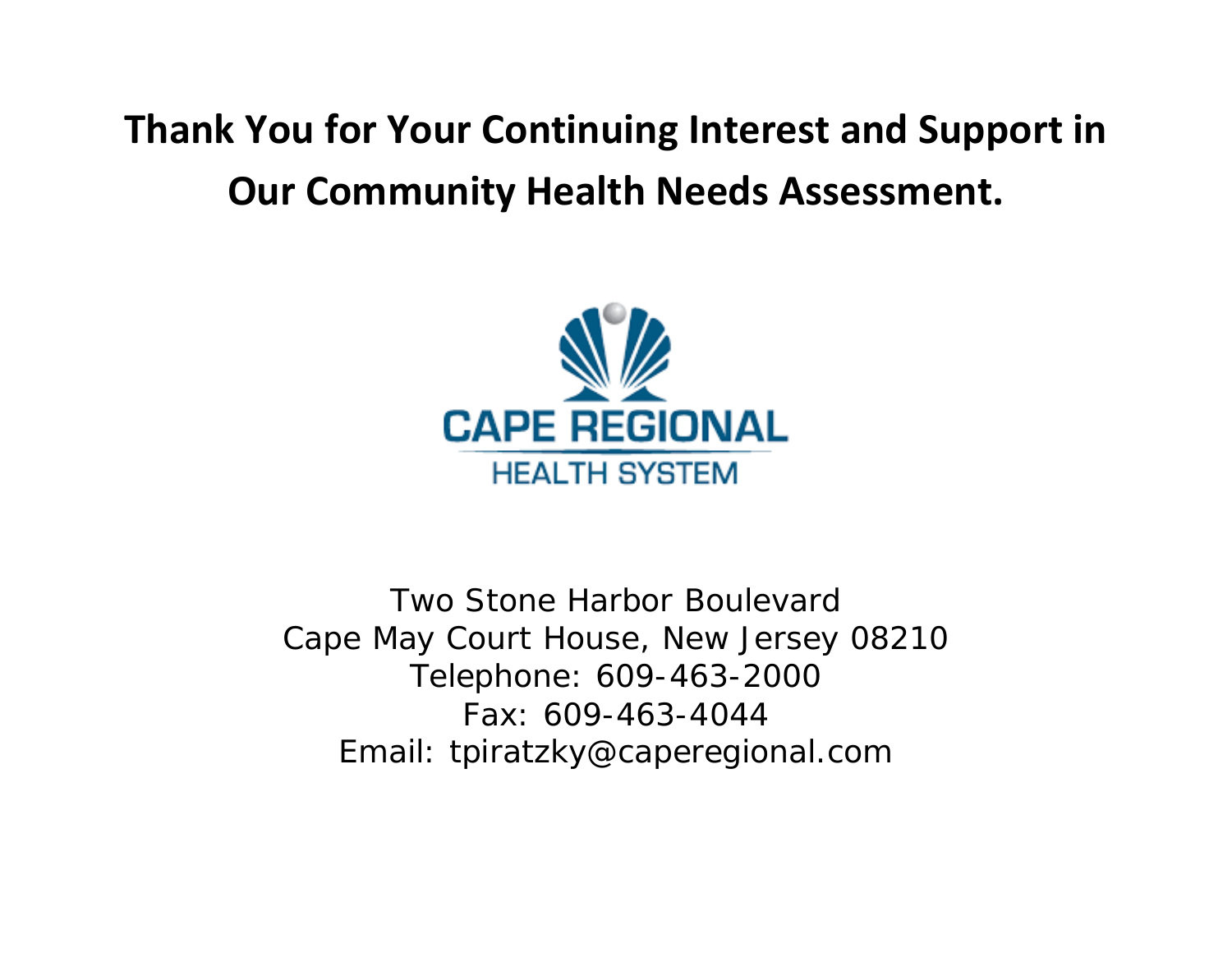**Thank You for Your Continuing Interest and Support in Our Community Health Needs Assessment.**

CAPE REGIONAL

HEALTH SYSTEM

Two Stone Harbor Boulevard
Cape May Court House, New Jersey 08210
Telephone: 609-463-2000
Fax: 609-463-4044
Email: tpiratzky@caperegional.com